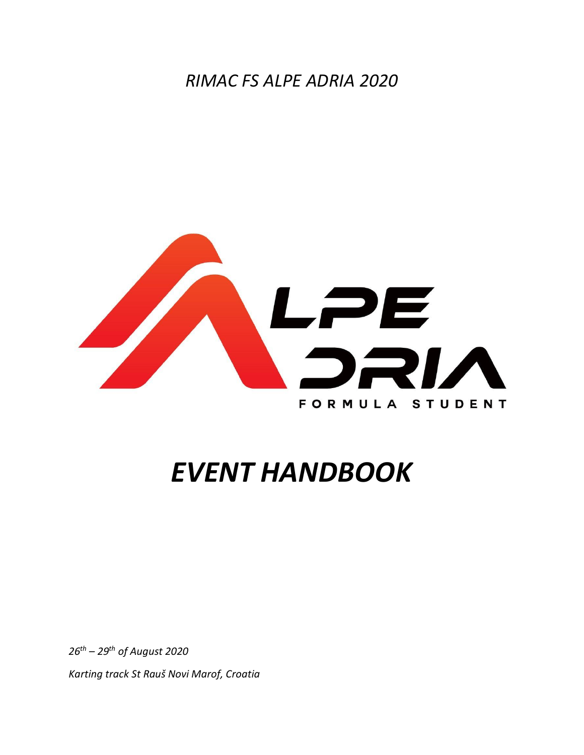*RIMAC FS ALPE ADRIA 2020*

ALPE ADRIA

FORMULA STUDENT

# *EVENT HANDBOOK*

*26th – 29th of August 2020*

*Karting track St Rauš Novi Marof, Croatia*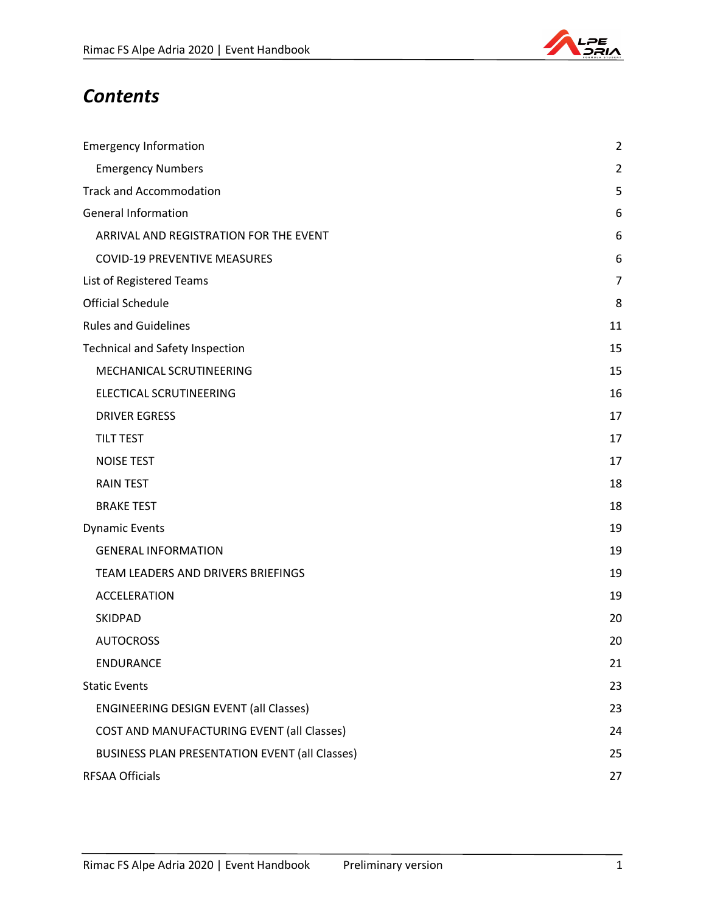# *Contents*

| | |
|---|---|
| Emergency Information | 2 |
| Emergency Numbers | 2 |
| Track and Accommodation | 5 |
| General Information | 6 |
| ARRIVAL AND REGISTRATION FOR THE EVENT | 6 |
| COVID-19 PREVENTIVE MEASURES | 6 |
| List of Registered Teams | 7 |
| Official Schedule | 8 |
| Rules and Guidelines | 11 |
| Technical and Safety Inspection | 15 |
| MECHANICAL SCRUTINEERING | 15 |
| ELECTICAL SCRUTINEERING | 16 |
| DRIVER EGRESS | 17 |
| TILT TEST | 17 |
| NOISE TEST | 17 |
| RAIN TEST | 18 |
| BRAKE TEST | 18 |
| Dynamic Events | 19 |
| GENERAL INFORMATION | 19 |
| TEAM LEADERS AND DRIVERS BRIEFINGS | 19 |
| ACCELERATION | 19 |
| SKIDPAD | 20 |
| AUTOCROSS | 20 |
| ENDURANCE | 21 |
| Static Events | 23 |
| ENGINEERING DESIGN EVENT (all Classes) | 23 |
| COST AND MANUFACTURING EVENT (all Classes) | 24 |
| BUSINESS PLAN PRESENTATION EVENT (all Classes) | 25 |
| RFSAA Officials | 27 |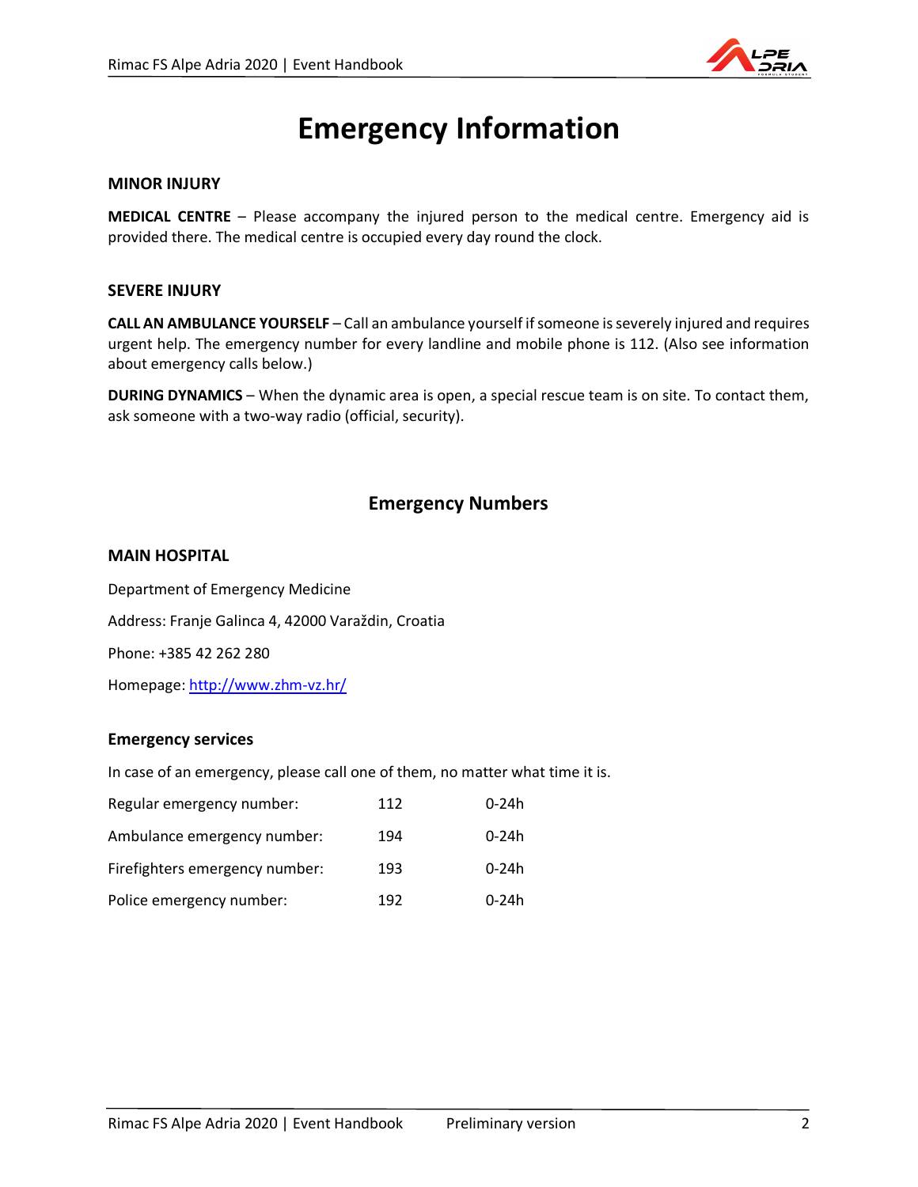# Emergency Information

**MINOR INJURY**

**MEDICAL CENTRE** – Please accompany the injured person to the medical centre. Emergency aid is provided there. The medical centre is occupied every day round the clock.

**SEVERE INJURY**

**CALL AN AMBULANCE YOURSELF** – Call an ambulance yourself if someone is severely injured and requires urgent help. The emergency number for every landline and mobile phone is 112. (Also see information about emergency calls below.)

**DURING DYNAMICS** – When the dynamic area is open, a special rescue team is on site. To contact them, ask someone with a two-way radio (official, security).

## Emergency Numbers

**MAIN HOSPITAL**

Department of Emergency Medicine

Address: Franje Galinca 4, 42000 Varaždin, Croatia

Phone: +385 42 262 280

Homepage: http://www.zhm-vz.hr/

**Emergency services**

In case of an emergency, please call one of them, no matter what time it is.

| | | |
|---|---|---|
| Regular emergency number: | 112 | 0-24h |
| Ambulance emergency number: | 194 | 0-24h |
| Firefighters emergency number: | 193 | 0-24h |
| Police emergency number: | 192 | 0-24h |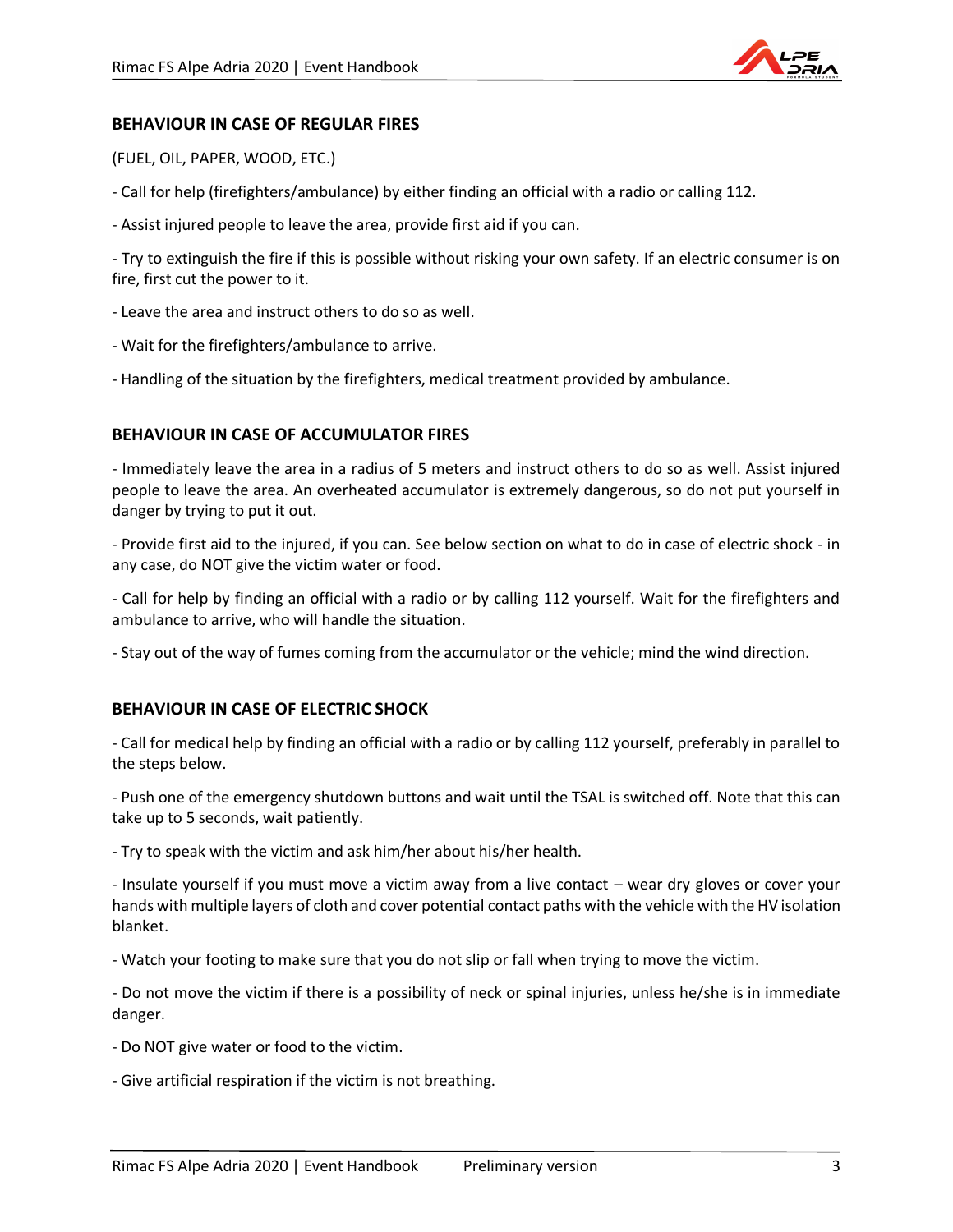## BEHAVIOUR IN CASE OF REGULAR FIRES

(FUEL, OIL, PAPER, WOOD, ETC.)

- Call for help (firefighters/ambulance) by either finding an official with a radio or calling 112.

- Assist injured people to leave the area, provide first aid if you can.

- Try to extinguish the fire if this is possible without risking your own safety. If an electric consumer is on fire, first cut the power to it.

- Leave the area and instruct others to do so as well.

- Wait for the firefighters/ambulance to arrive.

- Handling of the situation by the firefighters, medical treatment provided by ambulance.

## BEHAVIOUR IN CASE OF ACCUMULATOR FIRES

- Immediately leave the area in a radius of 5 meters and instruct others to do so as well. Assist injured people to leave the area. An overheated accumulator is extremely dangerous, so do not put yourself in danger by trying to put it out.

- Provide first aid to the injured, if you can. See below section on what to do in case of electric shock - in any case, do NOT give the victim water or food.

- Call for help by finding an official with a radio or by calling 112 yourself. Wait for the firefighters and ambulance to arrive, who will handle the situation.

- Stay out of the way of fumes coming from the accumulator or the vehicle; mind the wind direction.

## BEHAVIOUR IN CASE OF ELECTRIC SHOCK

- Call for medical help by finding an official with a radio or by calling 112 yourself, preferably in parallel to the steps below.

- Push one of the emergency shutdown buttons and wait until the TSAL is switched off. Note that this can take up to 5 seconds, wait patiently.

- Try to speak with the victim and ask him/her about his/her health.

- Insulate yourself if you must move a victim away from a live contact – wear dry gloves or cover your hands with multiple layers of cloth and cover potential contact paths with the vehicle with the HV isolation blanket.

- Watch your footing to make sure that you do not slip or fall when trying to move the victim.

- Do not move the victim if there is a possibility of neck or spinal injuries, unless he/she is in immediate danger.

- Do NOT give water or food to the victim.

- Give artificial respiration if the victim is not breathing.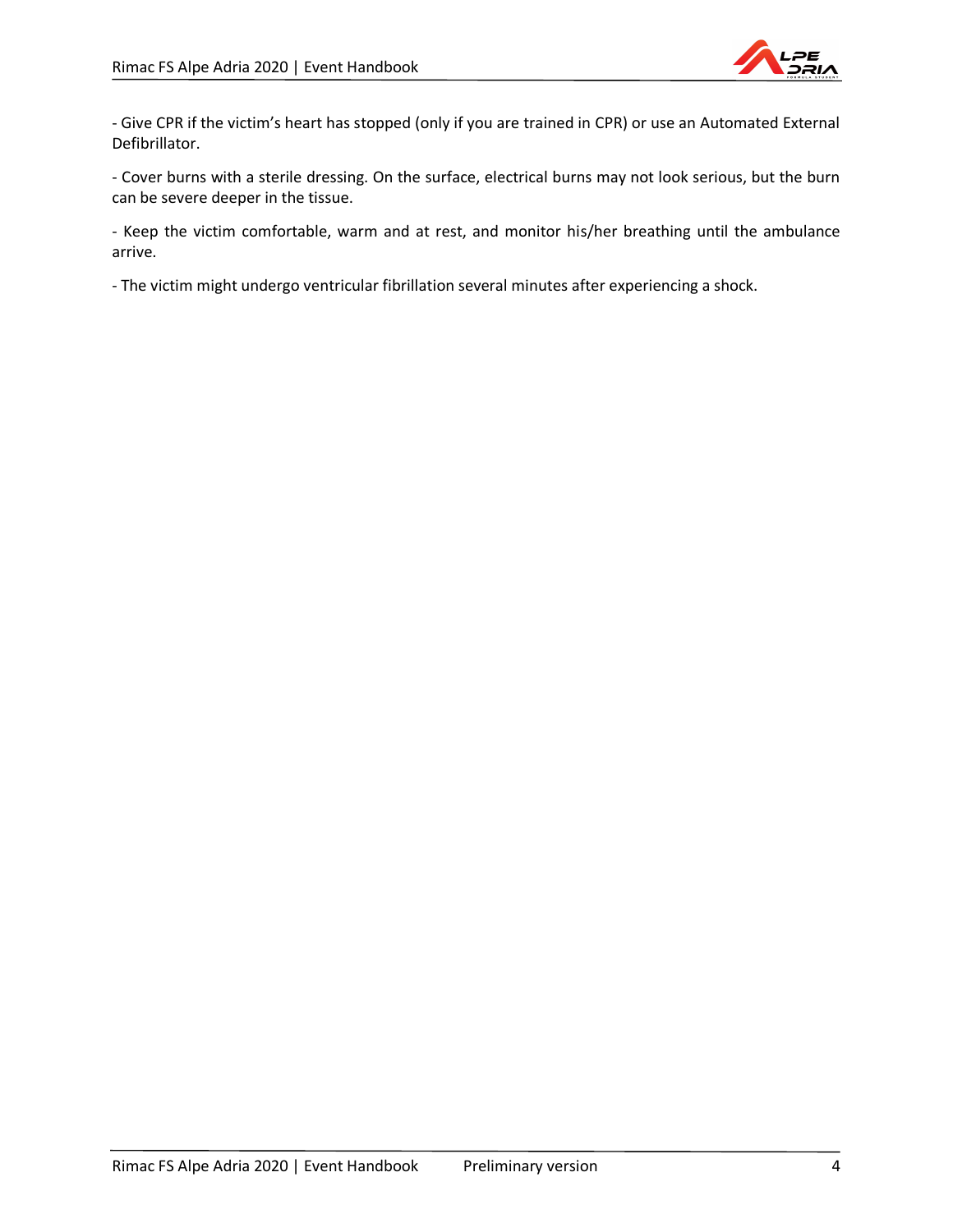- Give CPR if the victim's heart has stopped (only if you are trained in CPR) or use an Automated External Defibrillator.

- Cover burns with a sterile dressing. On the surface, electrical burns may not look serious, but the burn can be severe deeper in the tissue.

- Keep the victim comfortable, warm and at rest, and monitor his/her breathing until the ambulance arrive.

- The victim might undergo ventricular fibrillation several minutes after experiencing a shock.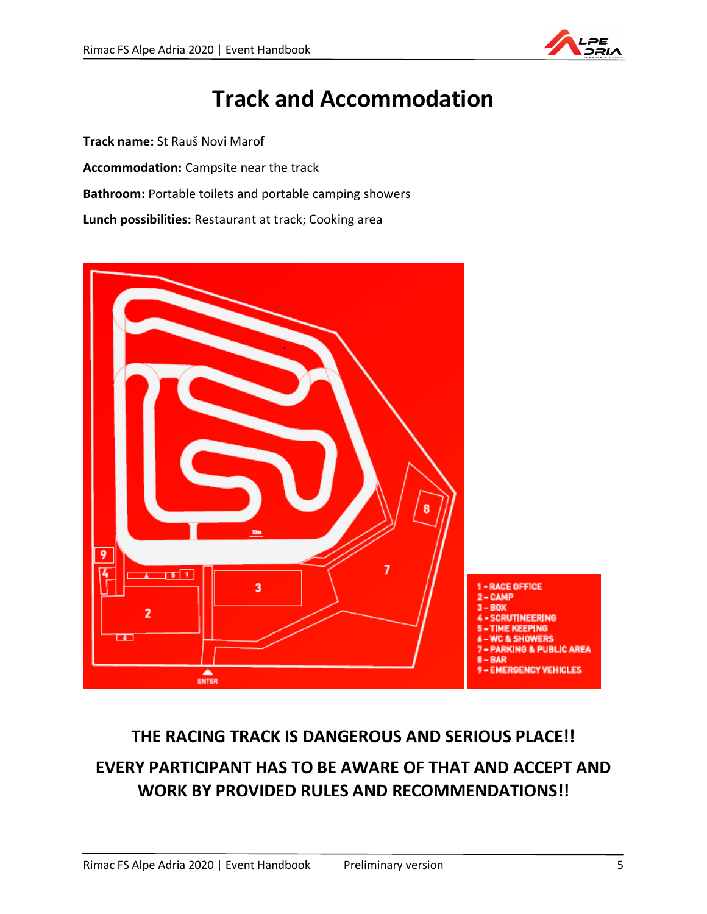# Track and Accommodation

**Track name:** St Rauš Novi Marof

**Accommodation:** Campsite near the track

**Bathroom:** Portable toilets and portable camping showers

**Lunch possibilities:** Restaurant at track; Cooking area

1 – RACE OFFICE
2 – CAMP
3 – BOX
4 – SCRUTINEERING
5 – TIME KEEPING
6 – WC & SHOWERS
7 – PARKING & PUBLIC AREA
8 – BAR
9 – EMERGENCY VEHICLES

**THE RACING TRACK IS DANGEROUS AND SERIOUS PLACE!!**

**EVERY PARTICIPANT HAS TO BE AWARE OF THAT AND ACCEPT AND WORK BY PROVIDED RULES AND RECOMMENDATIONS!!**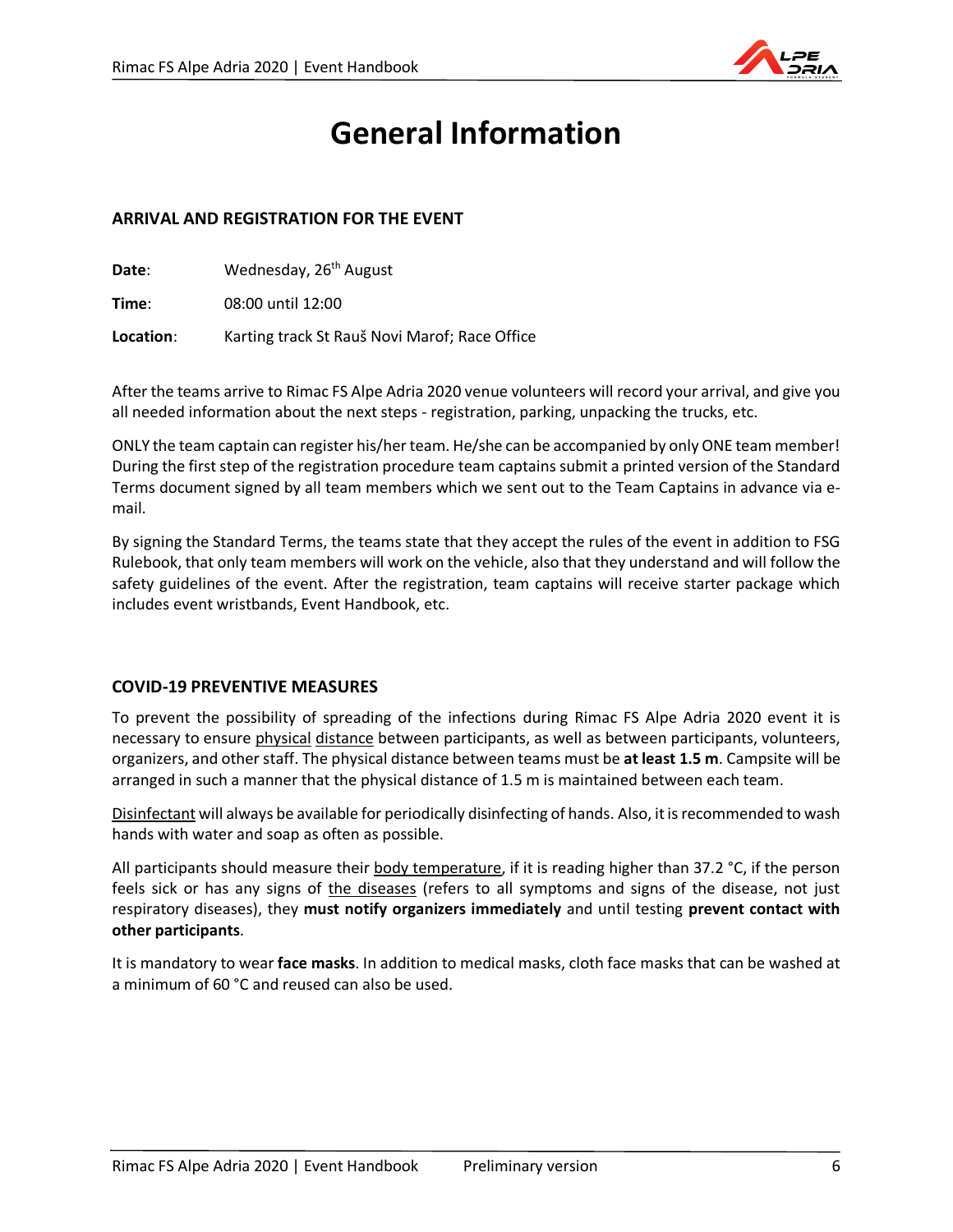# General Information

### ARRIVAL AND REGISTRATION FOR THE EVENT

**Date**: Wednesday, 26th August

**Time**: 08:00 until 12:00

**Location**: Karting track St Rauš Novi Marof; Race Office

After the teams arrive to Rimac FS Alpe Adria 2020 venue volunteers will record your arrival, and give you all needed information about the next steps - registration, parking, unpacking the trucks, etc.

ONLY the team captain can register his/her team. He/she can be accompanied by only ONE team member! During the first step of the registration procedure team captains submit a printed version of the Standard Terms document signed by all team members which we sent out to the Team Captains in advance via e-mail.

By signing the Standard Terms, the teams state that they accept the rules of the event in addition to FSG Rulebook, that only team members will work on the vehicle, also that they understand and will follow the safety guidelines of the event. After the registration, team captains will receive starter package which includes event wristbands, Event Handbook, etc.

### COVID-19 PREVENTIVE MEASURES

To prevent the possibility of spreading of the infections during Rimac FS Alpe Adria 2020 event it is necessary to ensure physical distance between participants, as well as between participants, volunteers, organizers, and other staff. The physical distance between teams must be **at least 1.5 m**. Campsite will be arranged in such a manner that the physical distance of 1.5 m is maintained between each team.

Disinfectant will always be available for periodically disinfecting of hands. Also, it is recommended to wash hands with water and soap as often as possible.

All participants should measure their body temperature, if it is reading higher than 37.2 °C, if the person feels sick or has any signs of the diseases (refers to all symptoms and signs of the disease, not just respiratory diseases), they **must notify organizers immediately** and until testing **prevent contact with other participants**.

It is mandatory to wear **face masks**. In addition to medical masks, cloth face masks that can be washed at a minimum of 60 °C and reused can also be used.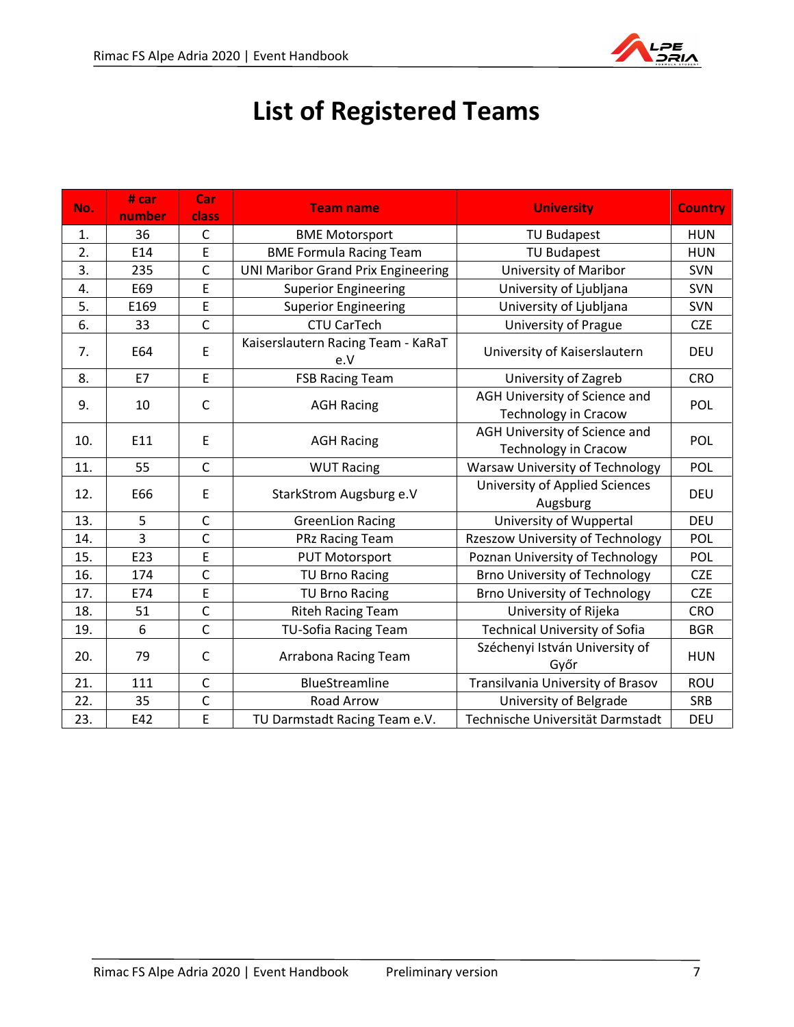# List of Registered Teams

| No. | # car number | Car class | Team name | University | Country |
|---|---|---|---|---|---|
| 1. | 36 | C | BME Motorsport | TU Budapest | HUN |
| 2. | E14 | E | BME Formula Racing Team | TU Budapest | HUN |
| 3. | 235 | C | UNI Maribor Grand Prix Engineering | University of Maribor | SVN |
| 4. | E69 | E | Superior Engineering | University of Ljubljana | SVN |
| 5. | E169 | E | Superior Engineering | University of Ljubljana | SVN |
| 6. | 33 | C | CTU CarTech | University of Prague | CZE |
| 7. | E64 | E | Kaiserslautern Racing Team - KaRaT e.V | University of Kaiserslautern | DEU |
| 8. | E7 | E | FSB Racing Team | University of Zagreb | CRO |
| 9. | 10 | C | AGH Racing | AGH University of Science and Technology in Cracow | POL |
| 10. | E11 | E | AGH Racing | AGH University of Science and Technology in Cracow | POL |
| 11. | 55 | C | WUT Racing | Warsaw University of Technology | POL |
| 12. | E66 | E | StarkStrom Augsburg e.V | University of Applied Sciences Augsburg | DEU |
| 13. | 5 | C | GreenLion Racing | University of Wuppertal | DEU |
| 14. | 3 | C | PRz Racing Team | Rzeszow University of Technology | POL |
| 15. | E23 | E | PUT Motorsport | Poznan University of Technology | POL |
| 16. | 174 | C | TU Brno Racing | Brno University of Technology | CZE |
| 17. | E74 | E | TU Brno Racing | Brno University of Technology | CZE |
| 18. | 51 | C | Riteh Racing Team | University of Rijeka | CRO |
| 19. | 6 | C | TU-Sofia Racing Team | Technical University of Sofia | BGR |
| 20. | 79 | C | Arrabona Racing Team | Széchenyi István University of Győr | HUN |
| 21. | 111 | C | BlueStreamline | Transilvania University of Brasov | ROU |
| 22. | 35 | C | Road Arrow | University of Belgrade | SRB |
| 23. | E42 | E | TU Darmstadt Racing Team e.V. | Technische Universität Darmstadt | DEU |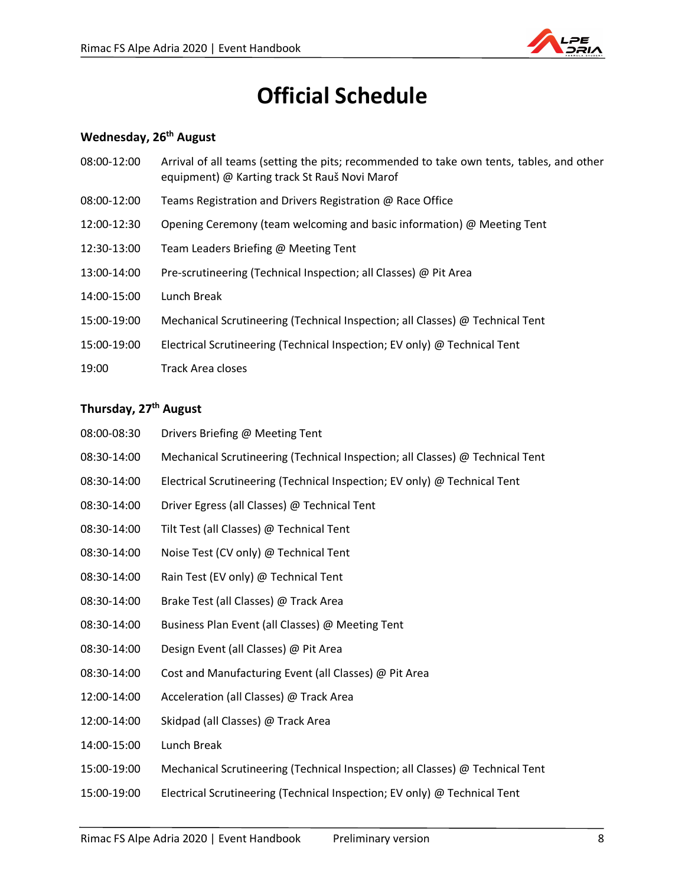# Official Schedule

### Wednesday, 26th August

| | |
|---|---|
| 08:00-12:00 | Arrival of all teams (setting the pits; recommended to take own tents, tables, and other equipment) @ Karting track St Rauš Novi Marof |
| 08:00-12:00 | Teams Registration and Drivers Registration @ Race Office |
| 12:00-12:30 | Opening Ceremony (team welcoming and basic information) @ Meeting Tent |
| 12:30-13:00 | Team Leaders Briefing @ Meeting Tent |
| 13:00-14:00 | Pre-scrutineering (Technical Inspection; all Classes) @ Pit Area |
| 14:00-15:00 | Lunch Break |
| 15:00-19:00 | Mechanical Scrutineering (Technical Inspection; all Classes) @ Technical Tent |
| 15:00-19:00 | Electrical Scrutineering (Technical Inspection; EV only) @ Technical Tent |
| 19:00 | Track Area closes |

### Thursday, 27th August

| | |
|---|---|
| 08:00-08:30 | Drivers Briefing @ Meeting Tent |
| 08:30-14:00 | Mechanical Scrutineering (Technical Inspection; all Classes) @ Technical Tent |
| 08:30-14:00 | Electrical Scrutineering (Technical Inspection; EV only) @ Technical Tent |
| 08:30-14:00 | Driver Egress (all Classes) @ Technical Tent |
| 08:30-14:00 | Tilt Test (all Classes) @ Technical Tent |
| 08:30-14:00 | Noise Test (CV only) @ Technical Tent |
| 08:30-14:00 | Rain Test (EV only) @ Technical Tent |
| 08:30-14:00 | Brake Test (all Classes) @ Track Area |
| 08:30-14:00 | Business Plan Event (all Classes) @ Meeting Tent |
| 08:30-14:00 | Design Event (all Classes) @ Pit Area |
| 08:30-14:00 | Cost and Manufacturing Event (all Classes) @ Pit Area |
| 12:00-14:00 | Acceleration (all Classes) @ Track Area |
| 12:00-14:00 | Skidpad (all Classes) @ Track Area |
| 14:00-15:00 | Lunch Break |
| 15:00-19:00 | Mechanical Scrutineering (Technical Inspection; all Classes) @ Technical Tent |
| 15:00-19:00 | Electrical Scrutineering (Technical Inspection; EV only) @ Technical Tent |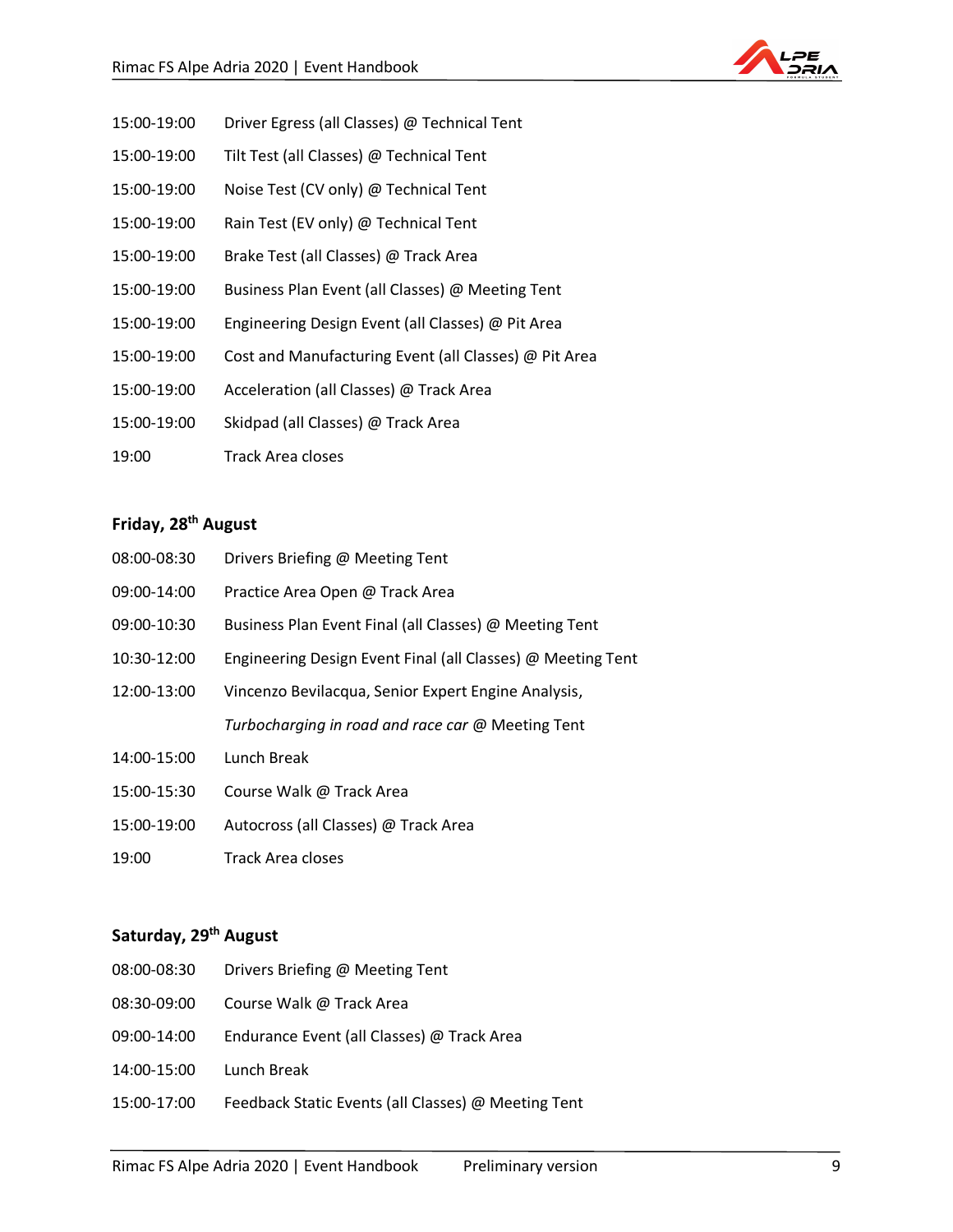15:00-19:00 Driver Egress (all Classes) @ Technical Tent

15:00-19:00 Tilt Test (all Classes) @ Technical Tent

15:00-19:00 Noise Test (CV only) @ Technical Tent

15:00-19:00 Rain Test (EV only) @ Technical Tent

15:00-19:00 Brake Test (all Classes) @ Track Area

15:00-19:00 Business Plan Event (all Classes) @ Meeting Tent

15:00-19:00 Engineering Design Event (all Classes) @ Pit Area

15:00-19:00 Cost and Manufacturing Event (all Classes) @ Pit Area

15:00-19:00 Acceleration (all Classes) @ Track Area

15:00-19:00 Skidpad (all Classes) @ Track Area

19:00 Track Area closes

**Friday, 28th August**

08:00-08:30 Drivers Briefing @ Meeting Tent

09:00-14:00 Practice Area Open @ Track Area

09:00-10:30 Business Plan Event Final (all Classes) @ Meeting Tent

10:30-12:00 Engineering Design Event Final (all Classes) @ Meeting Tent

12:00-13:00 Vincenzo Bevilacqua, Senior Expert Engine Analysis,
*Turbocharging in road and race car* @ Meeting Tent

14:00-15:00 Lunch Break

15:00-15:30 Course Walk @ Track Area

15:00-19:00 Autocross (all Classes) @ Track Area

19:00 Track Area closes

**Saturday, 29th August**

08:00-08:30 Drivers Briefing @ Meeting Tent

08:30-09:00 Course Walk @ Track Area

09:00-14:00 Endurance Event (all Classes) @ Track Area

14:00-15:00 Lunch Break

15:00-17:00 Feedback Static Events (all Classes) @ Meeting Tent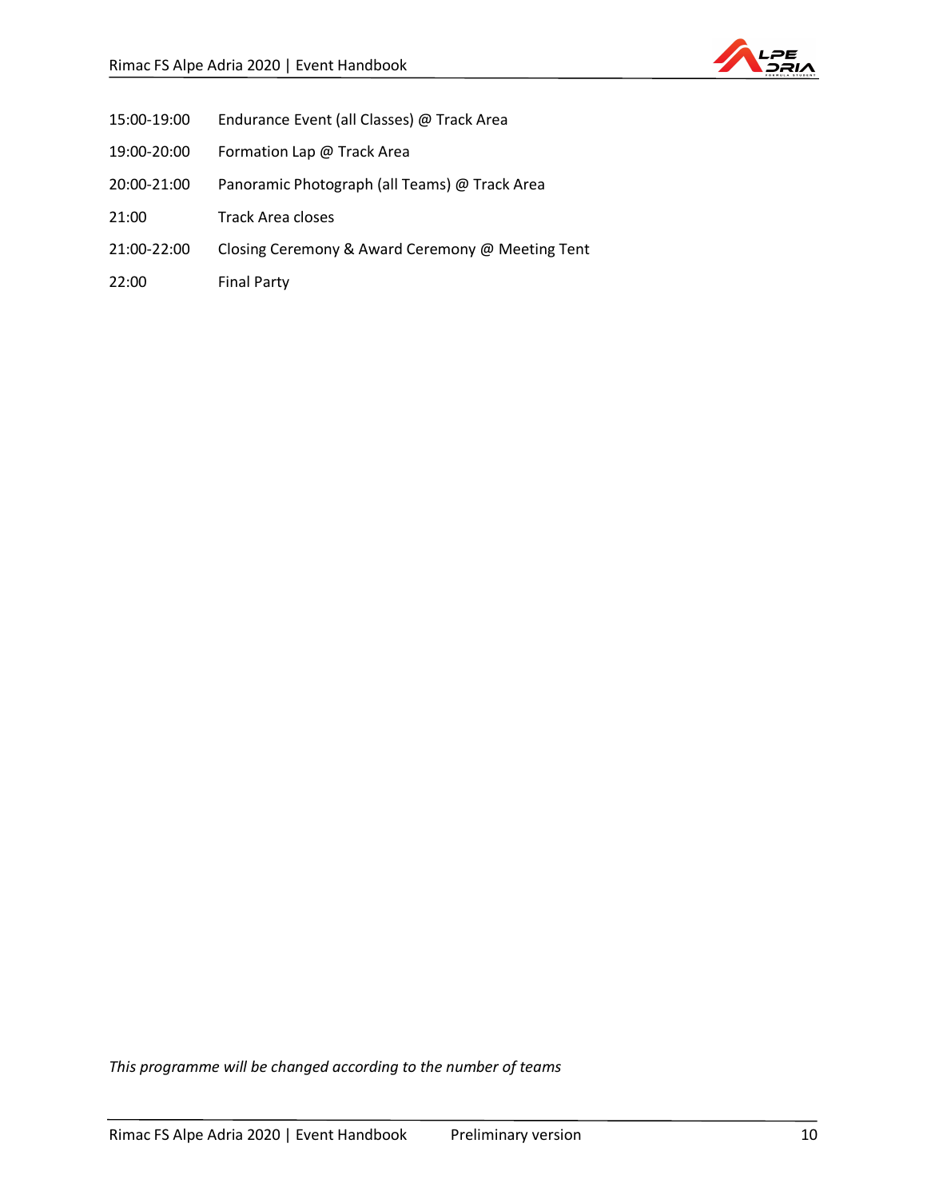15:00-19:00 Endurance Event (all Classes) @ Track Area

19:00-20:00 Formation Lap @ Track Area

20:00-21:00 Panoramic Photograph (all Teams) @ Track Area

21:00 Track Area closes

21:00-22:00 Closing Ceremony & Award Ceremony @ Meeting Tent

22:00 Final Party

*This programme will be changed according to the number of teams*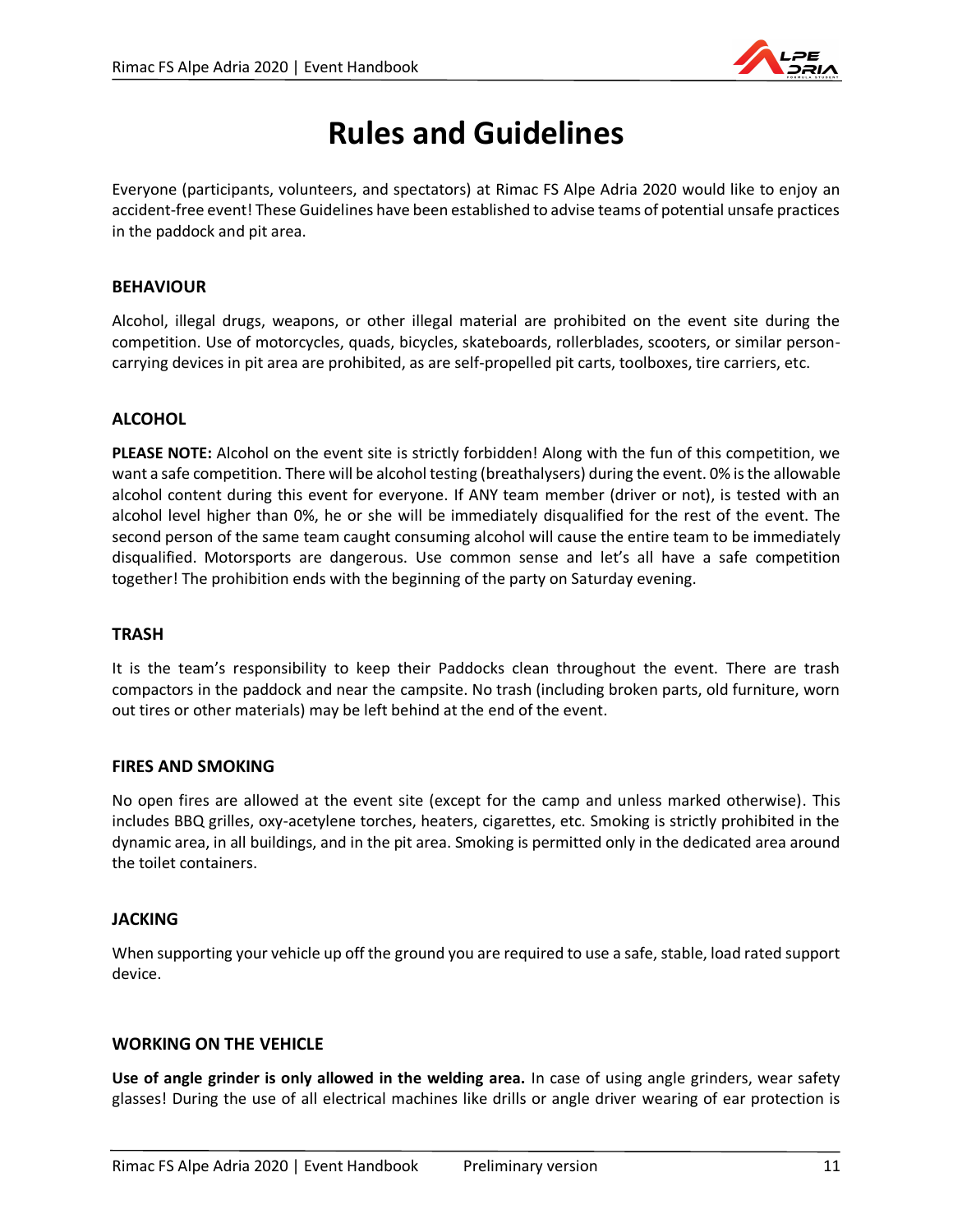# Rules and Guidelines

Everyone (participants, volunteers, and spectators) at Rimac FS Alpe Adria 2020 would like to enjoy an accident-free event! These Guidelines have been established to advise teams of potential unsafe practices in the paddock and pit area.

## BEHAVIOUR

Alcohol, illegal drugs, weapons, or other illegal material are prohibited on the event site during the competition. Use of motorcycles, quads, bicycles, skateboards, rollerblades, scooters, or similar person-carrying devices in pit area are prohibited, as are self-propelled pit carts, toolboxes, tire carriers, etc.

## ALCOHOL

**PLEASE NOTE:** Alcohol on the event site is strictly forbidden! Along with the fun of this competition, we want a safe competition. There will be alcohol testing (breathalysers) during the event. 0% is the allowable alcohol content during this event for everyone. If ANY team member (driver or not), is tested with an alcohol level higher than 0%, he or she will be immediately disqualified for the rest of the event. The second person of the same team caught consuming alcohol will cause the entire team to be immediately disqualified. Motorsports are dangerous. Use common sense and let's all have a safe competition together! The prohibition ends with the beginning of the party on Saturday evening.

## TRASH

It is the team's responsibility to keep their Paddocks clean throughout the event. There are trash compactors in the paddock and near the campsite. No trash (including broken parts, old furniture, worn out tires or other materials) may be left behind at the end of the event.

## FIRES AND SMOKING

No open fires are allowed at the event site (except for the camp and unless marked otherwise). This includes BBQ grilles, oxy-acetylene torches, heaters, cigarettes, etc. Smoking is strictly prohibited in the dynamic area, in all buildings, and in the pit area. Smoking is permitted only in the dedicated area around the toilet containers.

## JACKING

When supporting your vehicle up off the ground you are required to use a safe, stable, load rated support device.

## WORKING ON THE VEHICLE

**Use of angle grinder is only allowed in the welding area.** In case of using angle grinders, wear safety glasses! During the use of all electrical machines like drills or angle driver wearing of ear protection is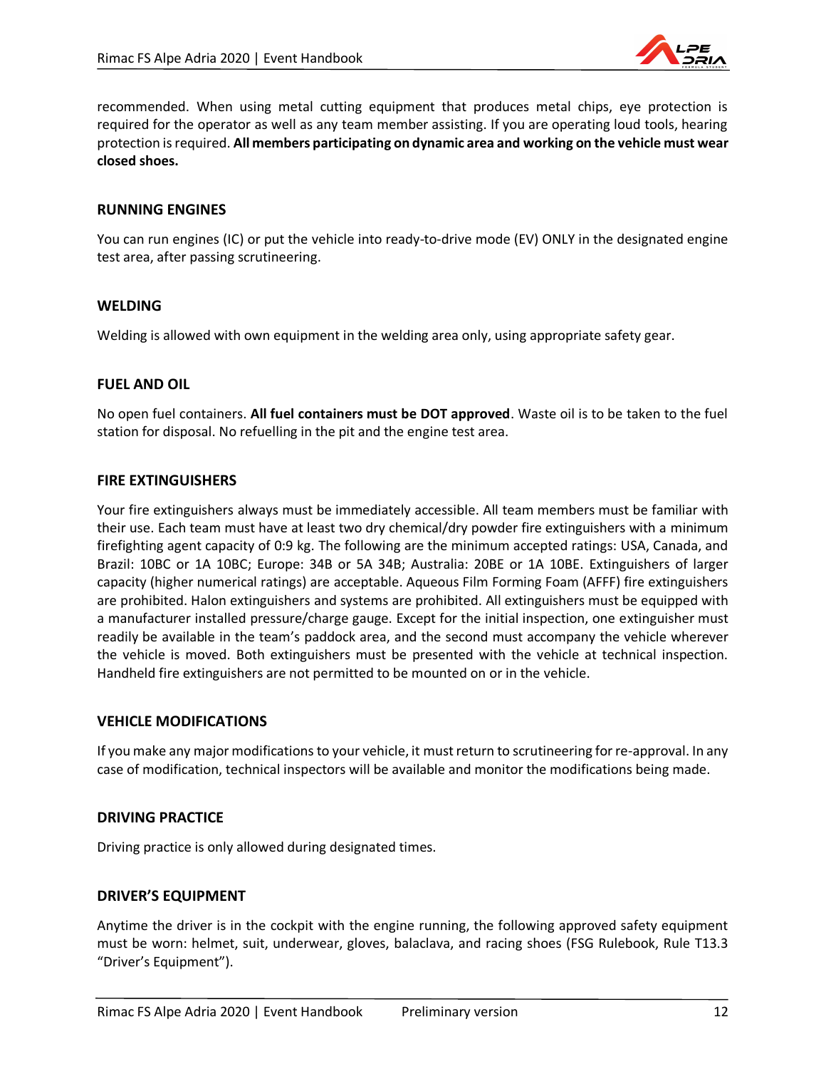recommended. When using metal cutting equipment that produces metal chips, eye protection is required for the operator as well as any team member assisting. If you are operating loud tools, hearing protection is required. **All members participating on dynamic area and working on the vehicle must wear closed shoes.**

### RUNNING ENGINES

You can run engines (IC) or put the vehicle into ready-to-drive mode (EV) ONLY in the designated engine test area, after passing scrutineering.

### WELDING

Welding is allowed with own equipment in the welding area only, using appropriate safety gear.

### FUEL AND OIL

No open fuel containers. **All fuel containers must be DOT approved**. Waste oil is to be taken to the fuel station for disposal. No refuelling in the pit and the engine test area.

### FIRE EXTINGUISHERS

Your fire extinguishers always must be immediately accessible. All team members must be familiar with their use. Each team must have at least two dry chemical/dry powder fire extinguishers with a minimum firefighting agent capacity of 0:9 kg. The following are the minimum accepted ratings: USA, Canada, and Brazil: 10BC or 1A 10BC; Europe: 34B or 5A 34B; Australia: 20BE or 1A 10BE. Extinguishers of larger capacity (higher numerical ratings) are acceptable. Aqueous Film Forming Foam (AFFF) fire extinguishers are prohibited. Halon extinguishers and systems are prohibited. All extinguishers must be equipped with a manufacturer installed pressure/charge gauge. Except for the initial inspection, one extinguisher must readily be available in the team's paddock area, and the second must accompany the vehicle wherever the vehicle is moved. Both extinguishers must be presented with the vehicle at technical inspection. Handheld fire extinguishers are not permitted to be mounted on or in the vehicle.

### VEHICLE MODIFICATIONS

If you make any major modifications to your vehicle, it must return to scrutineering for re-approval. In any case of modification, technical inspectors will be available and monitor the modifications being made.

### DRIVING PRACTICE

Driving practice is only allowed during designated times.

### DRIVER'S EQUIPMENT

Anytime the driver is in the cockpit with the engine running, the following approved safety equipment must be worn: helmet, suit, underwear, gloves, balaclava, and racing shoes (FSG Rulebook, Rule T13.3 "Driver's Equipment").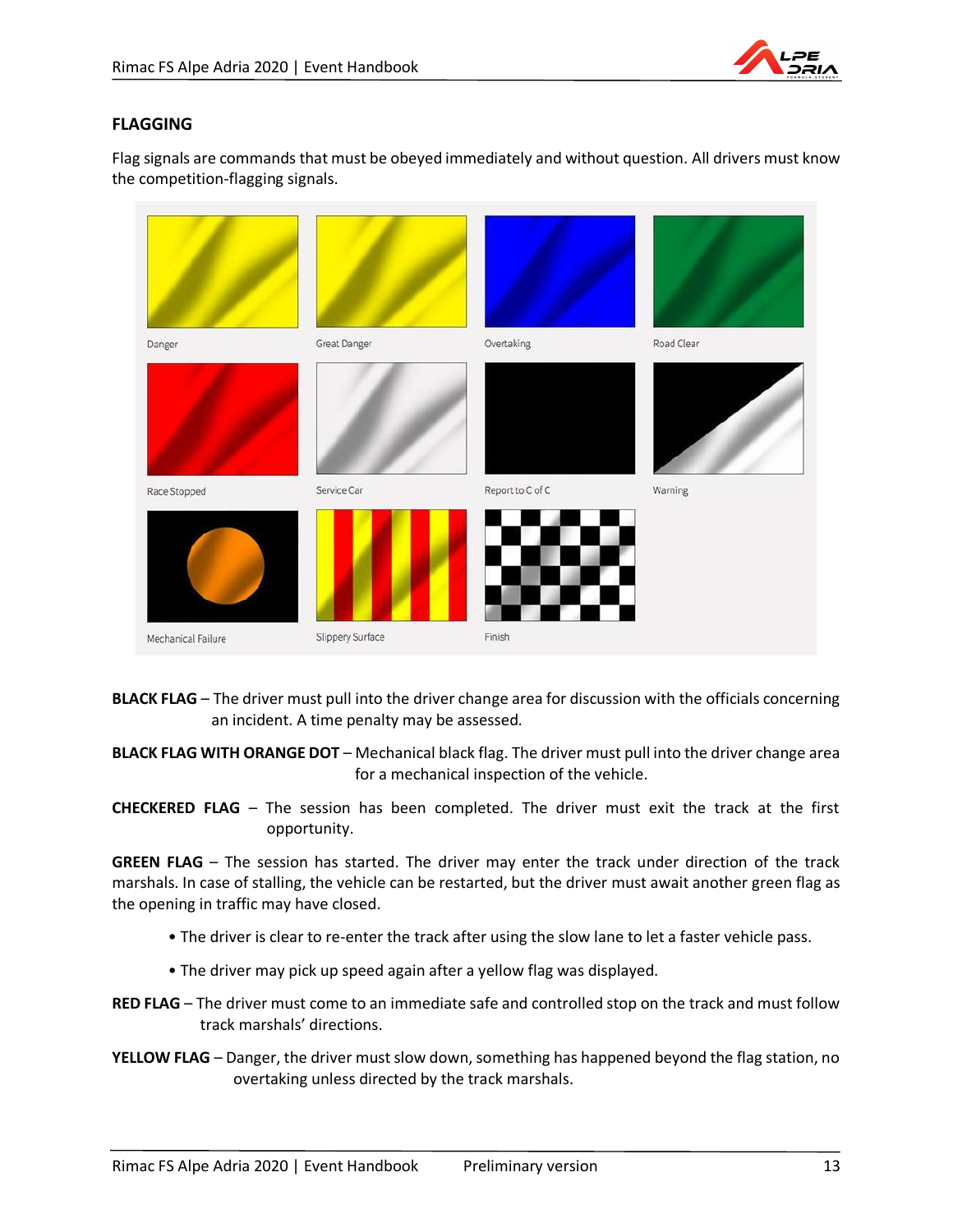## FLAGGING

Flag signals are commands that must be obeyed immediately and without question. All drivers must know the competition-flagging signals.

Danger

Great Danger

Overtaking

Road Clear

Race Stopped

Service Car

Report to C of C

Warning

Mechanical Failure

Slippery Surface

Finish

**BLACK FLAG** – The driver must pull into the driver change area for discussion with the officials concerning an incident. A time penalty may be assessed.

**BLACK FLAG WITH ORANGE DOT** – Mechanical black flag. The driver must pull into the driver change area for a mechanical inspection of the vehicle.

**CHECKERED FLAG** – The session has been completed. The driver must exit the track at the first opportunity.

**GREEN FLAG** – The session has started. The driver may enter the track under direction of the track marshals. In case of stalling, the vehicle can be restarted, but the driver must await another green flag as the opening in traffic may have closed.

- The driver is clear to re-enter the track after using the slow lane to let a faster vehicle pass.
- The driver may pick up speed again after a yellow flag was displayed.

**RED FLAG** – The driver must come to an immediate safe and controlled stop on the track and must follow track marshals' directions.

**YELLOW FLAG** – Danger, the driver must slow down, something has happened beyond the flag station, no overtaking unless directed by the track marshals.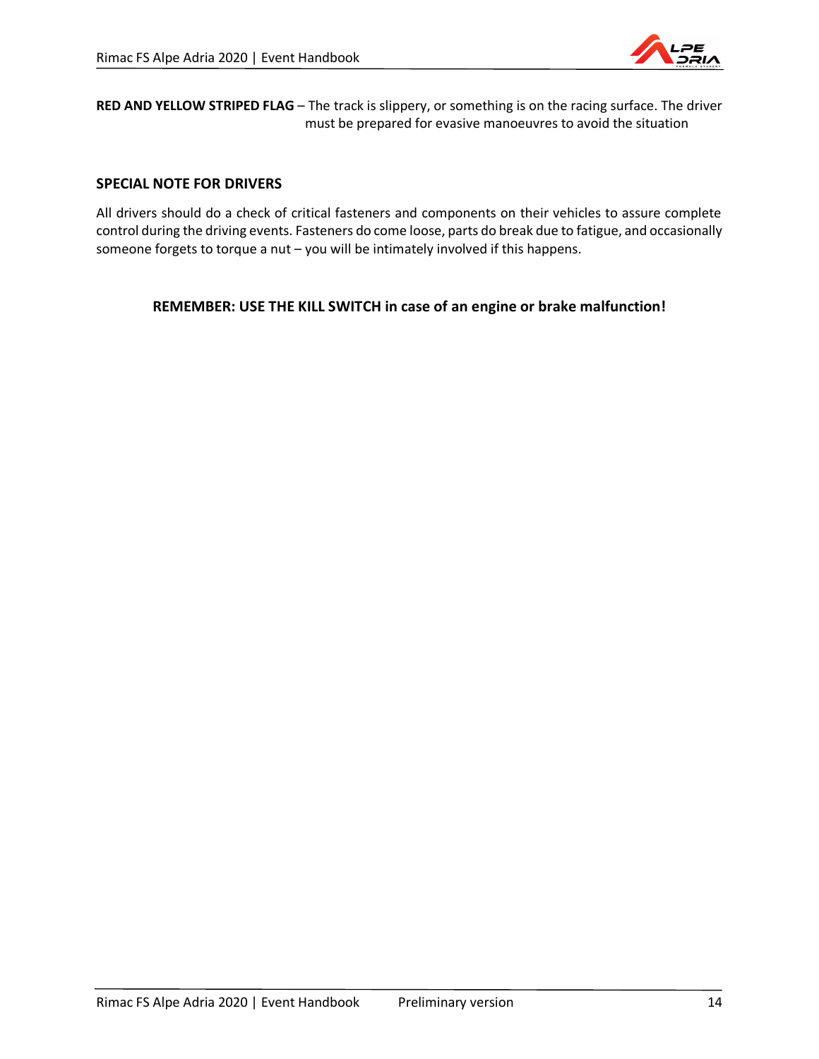**RED AND YELLOW STRIPED FLAG** – The track is slippery, or something is on the racing surface. The driver must be prepared for evasive manoeuvres to avoid the situation

### SPECIAL NOTE FOR DRIVERS

All drivers should do a check of critical fasteners and components on their vehicles to assure complete control during the driving events. Fasteners do come loose, parts do break due to fatigue, and occasionally someone forgets to torque a nut – you will be intimately involved if this happens.

**REMEMBER: USE THE KILL SWITCH in case of an engine or brake malfunction!**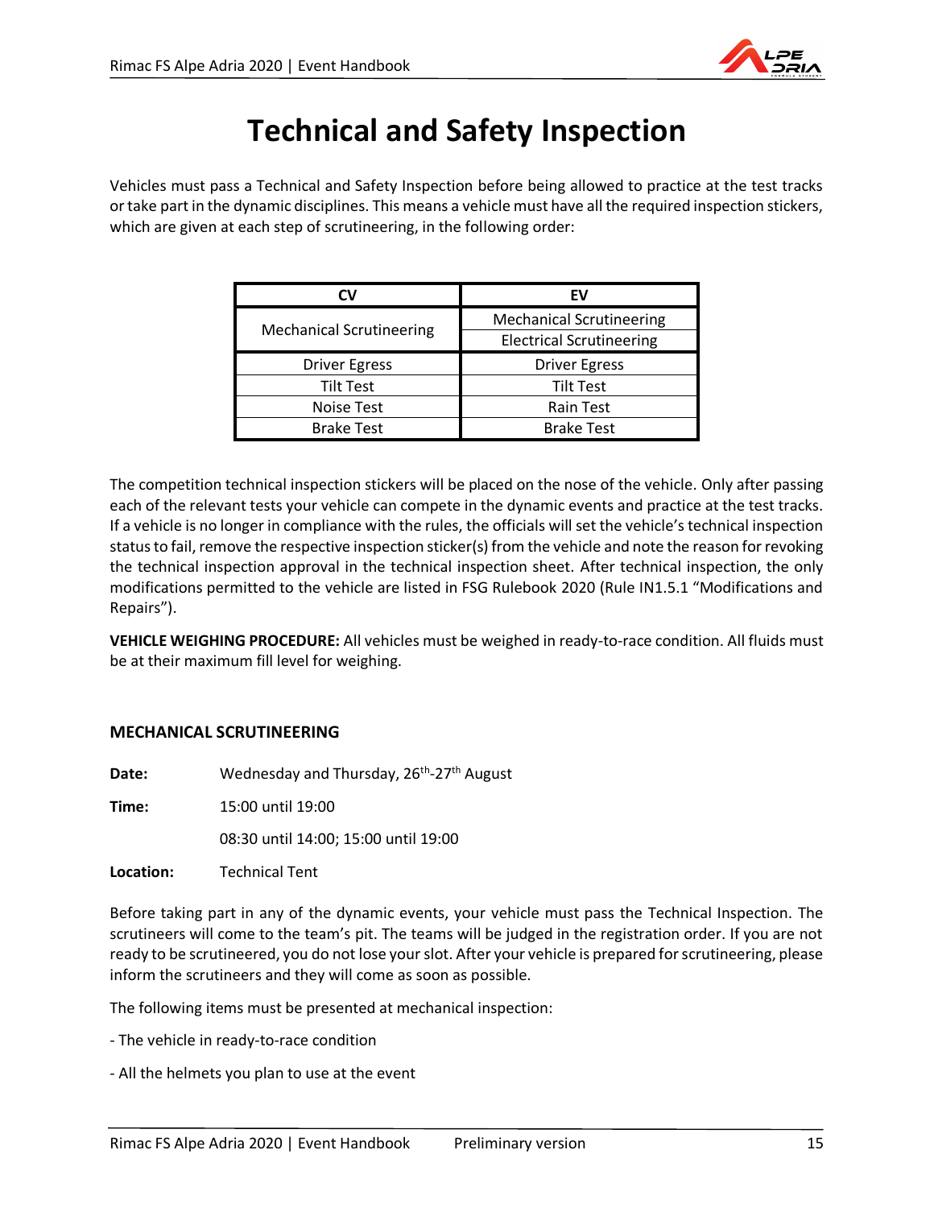# Technical and Safety Inspection

Vehicles must pass a Technical and Safety Inspection before being allowed to practice at the test tracks or take part in the dynamic disciplines. This means a vehicle must have all the required inspection stickers, which are given at each step of scrutineering, in the following order:

| CV | EV |
|---|---|
| Mechanical Scrutineering | Mechanical Scrutineering |
| | Electrical Scrutineering |
| Driver Egress | Driver Egress |
| Tilt Test | Tilt Test |
| Noise Test | Rain Test |
| Brake Test | Brake Test |

The competition technical inspection stickers will be placed on the nose of the vehicle. Only after passing each of the relevant tests your vehicle can compete in the dynamic events and practice at the test tracks. If a vehicle is no longer in compliance with the rules, the officials will set the vehicle's technical inspection status to fail, remove the respective inspection sticker(s) from the vehicle and note the reason for revoking the technical inspection approval in the technical inspection sheet. After technical inspection, the only modifications permitted to the vehicle are listed in FSG Rulebook 2020 (Rule IN1.5.1 "Modifications and Repairs").

**VEHICLE WEIGHING PROCEDURE:** All vehicles must be weighed in ready-to-race condition. All fluids must be at their maximum fill level for weighing.

### MECHANICAL SCRUTINEERING

**Date:** Wednesday and Thursday, 26th-27th August

**Time:** 15:00 until 19:00

08:30 until 14:00; 15:00 until 19:00

**Location:** Technical Tent

Before taking part in any of the dynamic events, your vehicle must pass the Technical Inspection. The scrutineers will come to the team's pit. The teams will be judged in the registration order. If you are not ready to be scrutineered, you do not lose your slot. After your vehicle is prepared for scrutineering, please inform the scrutineers and they will come as soon as possible.

The following items must be presented at mechanical inspection:

- The vehicle in ready-to-race condition
- All the helmets you plan to use at the event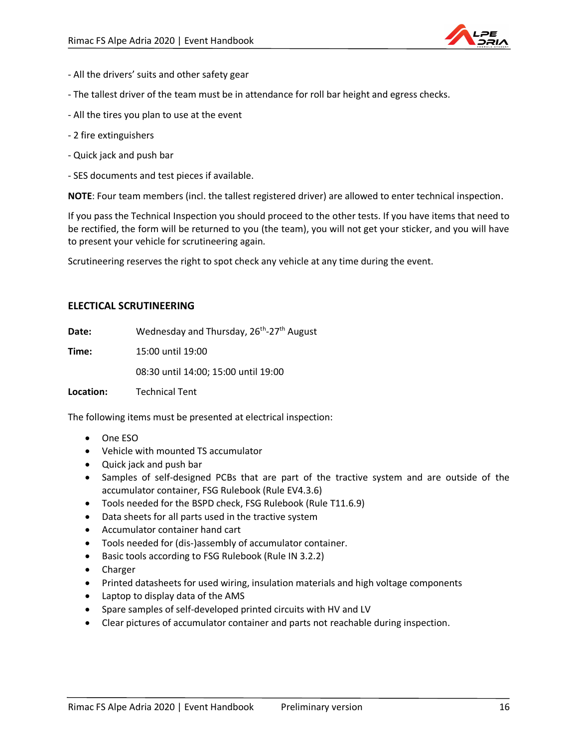- All the drivers' suits and other safety gear

- The tallest driver of the team must be in attendance for roll bar height and egress checks.

- All the tires you plan to use at the event

- 2 fire extinguishers

- Quick jack and push bar

- SES documents and test pieces if available.

**NOTE**: Four team members (incl. the tallest registered driver) are allowed to enter technical inspection.

If you pass the Technical Inspection you should proceed to the other tests. If you have items that need to be rectified, the form will be returned to you (the team), you will not get your sticker, and you will have to present your vehicle for scrutineering again.

Scrutineering reserves the right to spot check any vehicle at any time during the event.

### ELECTICAL SCRUTINEERING

**Date:** Wednesday and Thursday, 26th-27th August

**Time:** 15:00 until 19:00

08:30 until 14:00; 15:00 until 19:00

**Location:** Technical Tent

The following items must be presented at electrical inspection:

- One ESO
- Vehicle with mounted TS accumulator
- Quick jack and push bar
- Samples of self-designed PCBs that are part of the tractive system and are outside of the accumulator container, FSG Rulebook (Rule EV4.3.6)
- Tools needed for the BSPD check, FSG Rulebook (Rule T11.6.9)
- Data sheets for all parts used in the tractive system
- Accumulator container hand cart
- Tools needed for (dis-)assembly of accumulator container.
- Basic tools according to FSG Rulebook (Rule IN 3.2.2)
- Charger
- Printed datasheets for used wiring, insulation materials and high voltage components
- Laptop to display data of the AMS
- Spare samples of self-developed printed circuits with HV and LV
- Clear pictures of accumulator container and parts not reachable during inspection.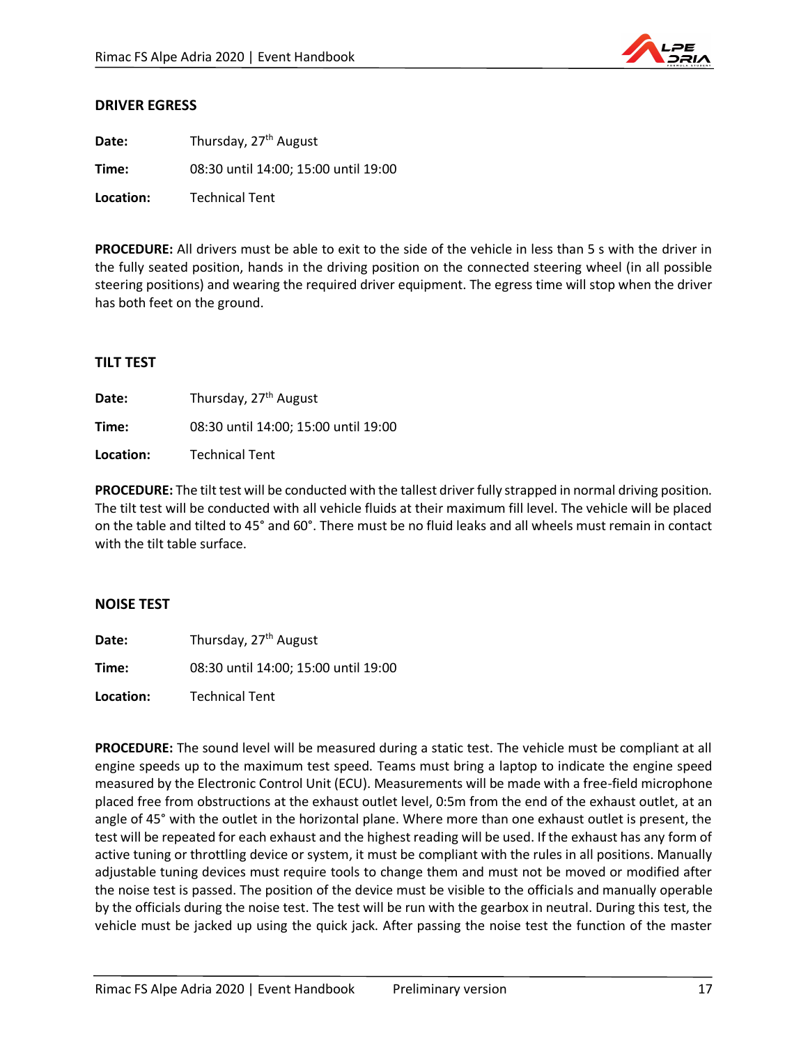## DRIVER EGRESS

**Date:** Thursday, 27th August

**Time:** 08:30 until 14:00; 15:00 until 19:00

**Location:** Technical Tent

**PROCEDURE:** All drivers must be able to exit to the side of the vehicle in less than 5 s with the driver in the fully seated position, hands in the driving position on the connected steering wheel (in all possible steering positions) and wearing the required driver equipment. The egress time will stop when the driver has both feet on the ground.

## TILT TEST

**Date:** Thursday, 27th August

**Time:** 08:30 until 14:00; 15:00 until 19:00

**Location:** Technical Tent

**PROCEDURE:** The tilt test will be conducted with the tallest driver fully strapped in normal driving position. The tilt test will be conducted with all vehicle fluids at their maximum fill level. The vehicle will be placed on the table and tilted to 45° and 60°. There must be no fluid leaks and all wheels must remain in contact with the tilt table surface.

## NOISE TEST

**Date:** Thursday, 27th August

**Time:** 08:30 until 14:00; 15:00 until 19:00

**Location:** Technical Tent

**PROCEDURE:** The sound level will be measured during a static test. The vehicle must be compliant at all engine speeds up to the maximum test speed. Teams must bring a laptop to indicate the engine speed measured by the Electronic Control Unit (ECU). Measurements will be made with a free-field microphone placed free from obstructions at the exhaust outlet level, 0:5m from the end of the exhaust outlet, at an angle of 45° with the outlet in the horizontal plane. Where more than one exhaust outlet is present, the test will be repeated for each exhaust and the highest reading will be used. If the exhaust has any form of active tuning or throttling device or system, it must be compliant with the rules in all positions. Manually adjustable tuning devices must require tools to change them and must not be moved or modified after the noise test is passed. The position of the device must be visible to the officials and manually operable by the officials during the noise test. The test will be run with the gearbox in neutral. During this test, the vehicle must be jacked up using the quick jack. After passing the noise test the function of the master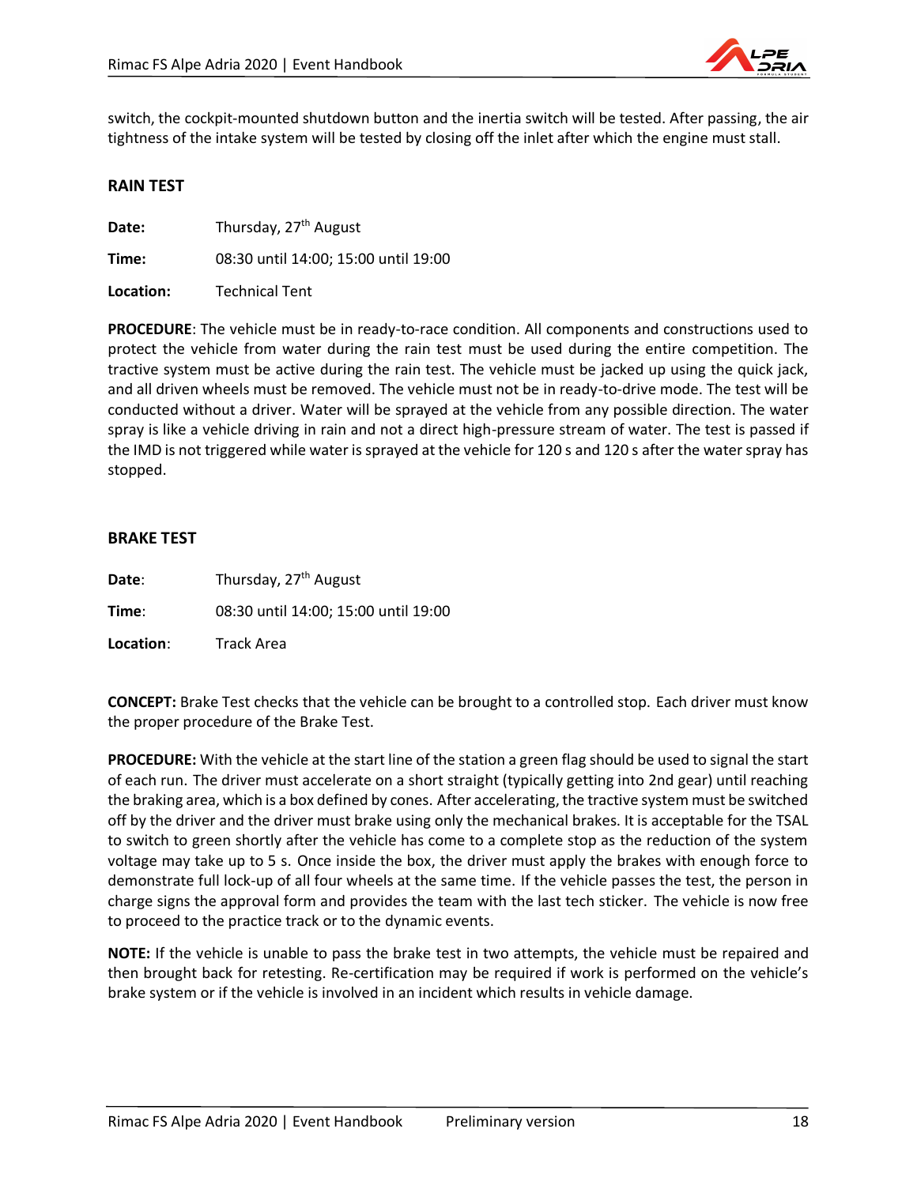switch, the cockpit-mounted shutdown button and the inertia switch will be tested. After passing, the air tightness of the intake system will be tested by closing off the inlet after which the engine must stall.

### RAIN TEST

**Date:** Thursday, 27th August

**Time:** 08:30 until 14:00; 15:00 until 19:00

**Location:** Technical Tent

**PROCEDURE**: The vehicle must be in ready-to-race condition. All components and constructions used to protect the vehicle from water during the rain test must be used during the entire competition. The tractive system must be active during the rain test. The vehicle must be jacked up using the quick jack, and all driven wheels must be removed. The vehicle must not be in ready-to-drive mode. The test will be conducted without a driver. Water will be sprayed at the vehicle from any possible direction. The water spray is like a vehicle driving in rain and not a direct high-pressure stream of water. The test is passed if the IMD is not triggered while water is sprayed at the vehicle for 120 s and 120 s after the water spray has stopped.

### BRAKE TEST

**Date**: Thursday, 27th August

**Time**: 08:30 until 14:00; 15:00 until 19:00

**Location**: Track Area

**CONCEPT:** Brake Test checks that the vehicle can be brought to a controlled stop. Each driver must know the proper procedure of the Brake Test.

**PROCEDURE:** With the vehicle at the start line of the station a green flag should be used to signal the start of each run. The driver must accelerate on a short straight (typically getting into 2nd gear) until reaching the braking area, which is a box defined by cones. After accelerating, the tractive system must be switched off by the driver and the driver must brake using only the mechanical brakes. It is acceptable for the TSAL to switch to green shortly after the vehicle has come to a complete stop as the reduction of the system voltage may take up to 5 s. Once inside the box, the driver must apply the brakes with enough force to demonstrate full lock-up of all four wheels at the same time. If the vehicle passes the test, the person in charge signs the approval form and provides the team with the last tech sticker. The vehicle is now free to proceed to the practice track or to the dynamic events.

**NOTE:** If the vehicle is unable to pass the brake test in two attempts, the vehicle must be repaired and then brought back for retesting. Re-certification may be required if work is performed on the vehicle's brake system or if the vehicle is involved in an incident which results in vehicle damage.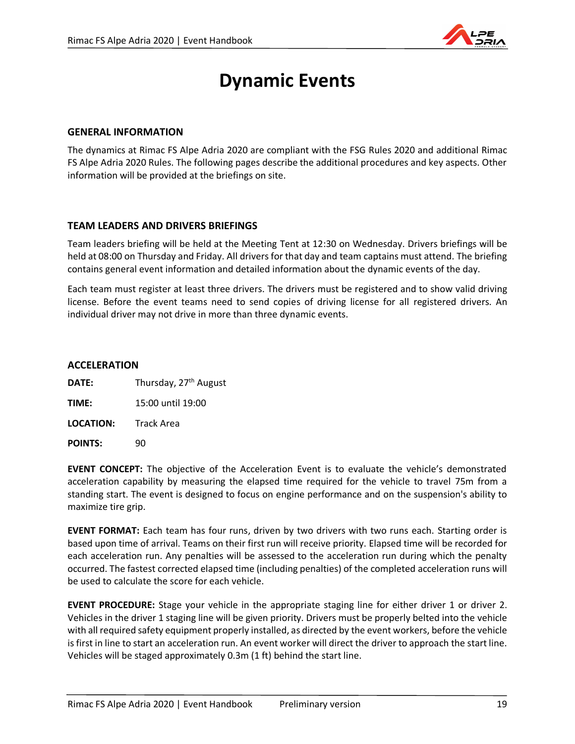# Dynamic Events

### GENERAL INFORMATION

The dynamics at Rimac FS Alpe Adria 2020 are compliant with the FSG Rules 2020 and additional Rimac FS Alpe Adria 2020 Rules. The following pages describe the additional procedures and key aspects. Other information will be provided at the briefings on site.

### TEAM LEADERS AND DRIVERS BRIEFINGS

Team leaders briefing will be held at the Meeting Tent at 12:30 on Wednesday. Drivers briefings will be held at 08:00 on Thursday and Friday. All drivers for that day and team captains must attend. The briefing contains general event information and detailed information about the dynamic events of the day.

Each team must register at least three drivers. The drivers must be registered and to show valid driving license. Before the event teams need to send copies of driving license for all registered drivers. An individual driver may not drive in more than three dynamic events.

### ACCELERATION

**DATE:** Thursday, 27th August

**TIME:** 15:00 until 19:00

**LOCATION:** Track Area

**POINTS:** 90

**EVENT CONCEPT:** The objective of the Acceleration Event is to evaluate the vehicle's demonstrated acceleration capability by measuring the elapsed time required for the vehicle to travel 75m from a standing start. The event is designed to focus on engine performance and on the suspension's ability to maximize tire grip.

**EVENT FORMAT:** Each team has four runs, driven by two drivers with two runs each. Starting order is based upon time of arrival. Teams on their first run will receive priority. Elapsed time will be recorded for each acceleration run. Any penalties will be assessed to the acceleration run during which the penalty occurred. The fastest corrected elapsed time (including penalties) of the completed acceleration runs will be used to calculate the score for each vehicle.

**EVENT PROCEDURE:** Stage your vehicle in the appropriate staging line for either driver 1 or driver 2. Vehicles in the driver 1 staging line will be given priority. Drivers must be properly belted into the vehicle with all required safety equipment properly installed, as directed by the event workers, before the vehicle is first in line to start an acceleration run. An event worker will direct the driver to approach the start line. Vehicles will be staged approximately 0.3m (1 ft) behind the start line.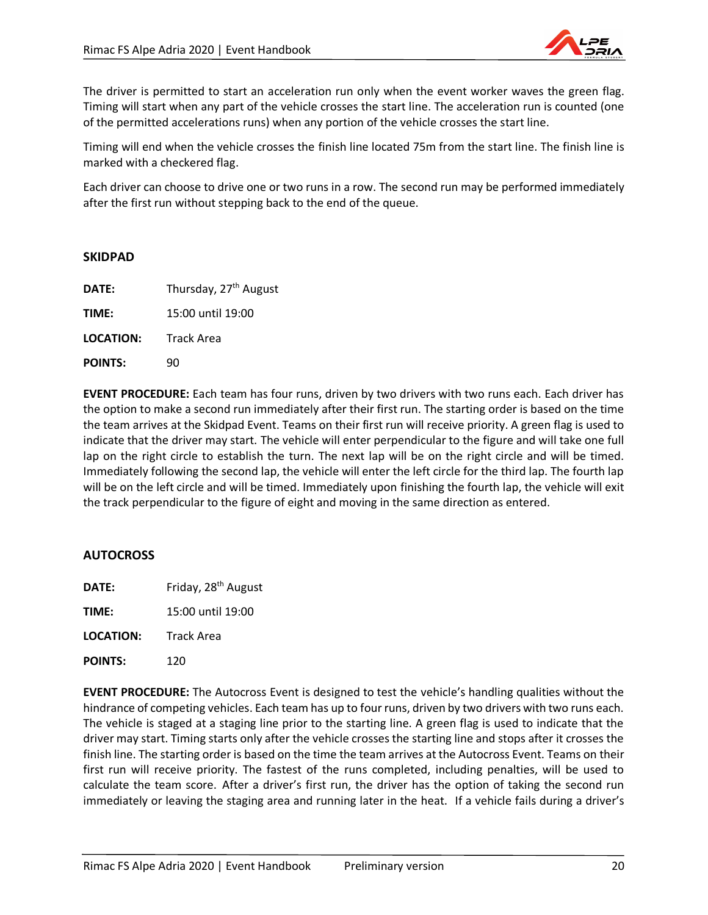The driver is permitted to start an acceleration run only when the event worker waves the green flag. Timing will start when any part of the vehicle crosses the start line. The acceleration run is counted (one of the permitted accelerations runs) when any portion of the vehicle crosses the start line.

Timing will end when the vehicle crosses the finish line located 75m from the start line. The finish line is marked with a checkered flag.

Each driver can choose to drive one or two runs in a row. The second run may be performed immediately after the first run without stepping back to the end of the queue.

### SKIDPAD

**DATE:** Thursday, 27th August

**TIME:** 15:00 until 19:00

**LOCATION:** Track Area

**POINTS:** 90

**EVENT PROCEDURE:** Each team has four runs, driven by two drivers with two runs each. Each driver has the option to make a second run immediately after their first run. The starting order is based on the time the team arrives at the Skidpad Event. Teams on their first run will receive priority. A green flag is used to indicate that the driver may start. The vehicle will enter perpendicular to the figure and will take one full lap on the right circle to establish the turn. The next lap will be on the right circle and will be timed. Immediately following the second lap, the vehicle will enter the left circle for the third lap. The fourth lap will be on the left circle and will be timed. Immediately upon finishing the fourth lap, the vehicle will exit the track perpendicular to the figure of eight and moving in the same direction as entered.

### AUTOCROSS

**DATE:** Friday, 28th August

**TIME:** 15:00 until 19:00

**LOCATION:** Track Area

**POINTS:** 120

**EVENT PROCEDURE:** The Autocross Event is designed to test the vehicle's handling qualities without the hindrance of competing vehicles. Each team has up to four runs, driven by two drivers with two runs each. The vehicle is staged at a staging line prior to the starting line. A green flag is used to indicate that the driver may start. Timing starts only after the vehicle crosses the starting line and stops after it crosses the finish line. The starting order is based on the time the team arrives at the Autocross Event. Teams on their first run will receive priority. The fastest of the runs completed, including penalties, will be used to calculate the team score. After a driver's first run, the driver has the option of taking the second run immediately or leaving the staging area and running later in the heat. If a vehicle fails during a driver's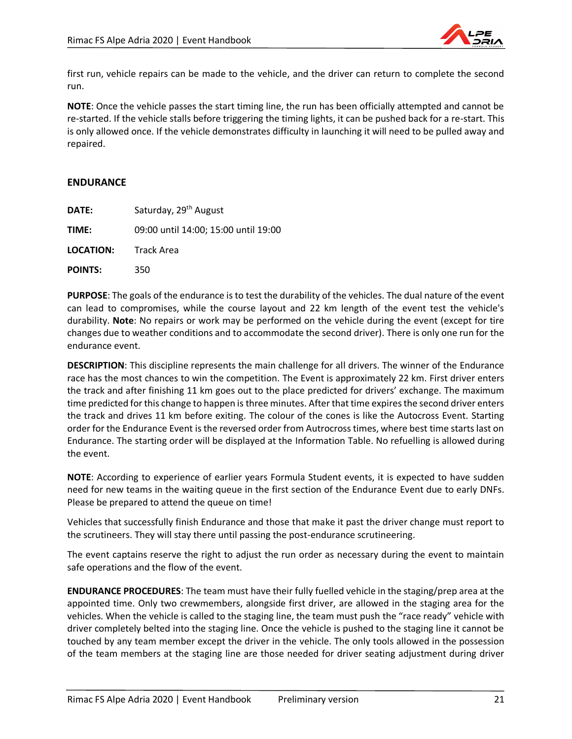first run, vehicle repairs can be made to the vehicle, and the driver can return to complete the second run.

**NOTE**: Once the vehicle passes the start timing line, the run has been officially attempted and cannot be re-started. If the vehicle stalls before triggering the timing lights, it can be pushed back for a re-start. This is only allowed once. If the vehicle demonstrates difficulty in launching it will need to be pulled away and repaired.

### ENDURANCE

**DATE:** Saturday, 29th August

**TIME:** 09:00 until 14:00; 15:00 until 19:00

**LOCATION:** Track Area

**POINTS:** 350

**PURPOSE**: The goals of the endurance is to test the durability of the vehicles. The dual nature of the event can lead to compromises, while the course layout and 22 km length of the event test the vehicle's durability. **Note**: No repairs or work may be performed on the vehicle during the event (except for tire changes due to weather conditions and to accommodate the second driver). There is only one run for the endurance event.

**DESCRIPTION**: This discipline represents the main challenge for all drivers. The winner of the Endurance race has the most chances to win the competition. The Event is approximately 22 km. First driver enters the track and after finishing 11 km goes out to the place predicted for drivers' exchange. The maximum time predicted for this change to happen is three minutes. After that time expires the second driver enters the track and drives 11 km before exiting. The colour of the cones is like the Autocross Event. Starting order for the Endurance Event is the reversed order from Autrocross times, where best time starts last on Endurance. The starting order will be displayed at the Information Table. No refuelling is allowed during the event.

**NOTE**: According to experience of earlier years Formula Student events, it is expected to have sudden need for new teams in the waiting queue in the first section of the Endurance Event due to early DNFs. Please be prepared to attend the queue on time!

Vehicles that successfully finish Endurance and those that make it past the driver change must report to the scrutineers. They will stay there until passing the post-endurance scrutineering.

The event captains reserve the right to adjust the run order as necessary during the event to maintain safe operations and the flow of the event.

**ENDURANCE PROCEDURES**: The team must have their fully fuelled vehicle in the staging/prep area at the appointed time. Only two crewmembers, alongside first driver, are allowed in the staging area for the vehicles. When the vehicle is called to the staging line, the team must push the "race ready" vehicle with driver completely belted into the staging line. Once the vehicle is pushed to the staging line it cannot be touched by any team member except the driver in the vehicle. The only tools allowed in the possession of the team members at the staging line are those needed for driver seating adjustment during driver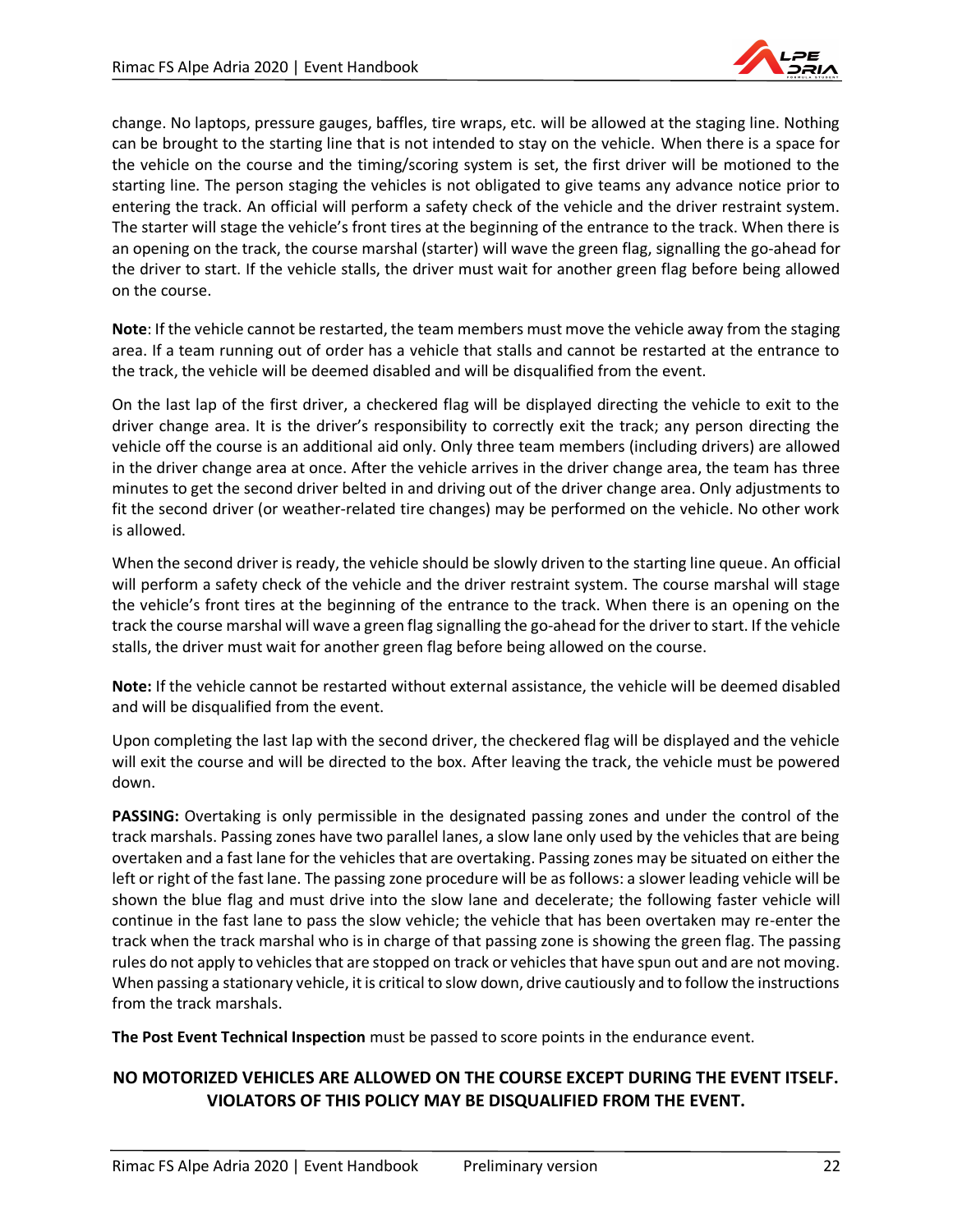change. No laptops, pressure gauges, baffles, tire wraps, etc. will be allowed at the staging line. Nothing can be brought to the starting line that is not intended to stay on the vehicle. When there is a space for the vehicle on the course and the timing/scoring system is set, the first driver will be motioned to the starting line. The person staging the vehicles is not obligated to give teams any advance notice prior to entering the track. An official will perform a safety check of the vehicle and the driver restraint system. The starter will stage the vehicle's front tires at the beginning of the entrance to the track. When there is an opening on the track, the course marshal (starter) will wave the green flag, signalling the go-ahead for the driver to start. If the vehicle stalls, the driver must wait for another green flag before being allowed on the course.

**Note**: If the vehicle cannot be restarted, the team members must move the vehicle away from the staging area. If a team running out of order has a vehicle that stalls and cannot be restarted at the entrance to the track, the vehicle will be deemed disabled and will be disqualified from the event.

On the last lap of the first driver, a checkered flag will be displayed directing the vehicle to exit to the driver change area. It is the driver's responsibility to correctly exit the track; any person directing the vehicle off the course is an additional aid only. Only three team members (including drivers) are allowed in the driver change area at once. After the vehicle arrives in the driver change area, the team has three minutes to get the second driver belted in and driving out of the driver change area. Only adjustments to fit the second driver (or weather-related tire changes) may be performed on the vehicle. No other work is allowed.

When the second driver is ready, the vehicle should be slowly driven to the starting line queue. An official will perform a safety check of the vehicle and the driver restraint system. The course marshal will stage the vehicle's front tires at the beginning of the entrance to the track. When there is an opening on the track the course marshal will wave a green flag signalling the go-ahead for the driver to start. If the vehicle stalls, the driver must wait for another green flag before being allowed on the course.

**Note:** If the vehicle cannot be restarted without external assistance, the vehicle will be deemed disabled and will be disqualified from the event.

Upon completing the last lap with the second driver, the checkered flag will be displayed and the vehicle will exit the course and will be directed to the box. After leaving the track, the vehicle must be powered down.

**PASSING:** Overtaking is only permissible in the designated passing zones and under the control of the track marshals. Passing zones have two parallel lanes, a slow lane only used by the vehicles that are being overtaken and a fast lane for the vehicles that are overtaking. Passing zones may be situated on either the left or right of the fast lane. The passing zone procedure will be as follows: a slower leading vehicle will be shown the blue flag and must drive into the slow lane and decelerate; the following faster vehicle will continue in the fast lane to pass the slow vehicle; the vehicle that has been overtaken may re-enter the track when the track marshal who is in charge of that passing zone is showing the green flag. The passing rules do not apply to vehicles that are stopped on track or vehicles that have spun out and are not moving. When passing a stationary vehicle, it is critical to slow down, drive cautiously and to follow the instructions from the track marshals.

**The Post Event Technical Inspection** must be passed to score points in the endurance event.

**NO MOTORIZED VEHICLES ARE ALLOWED ON THE COURSE EXCEPT DURING THE EVENT ITSELF. VIOLATORS OF THIS POLICY MAY BE DISQUALIFIED FROM THE EVENT.**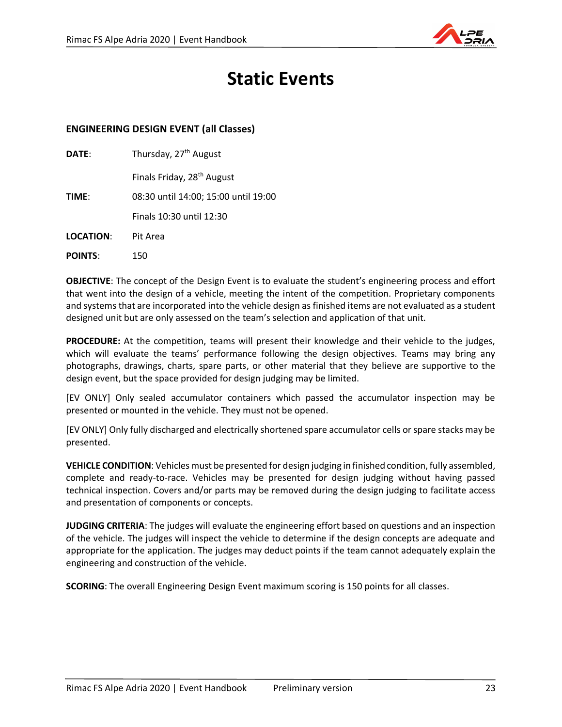# Static Events

## ENGINEERING DESIGN EVENT (all Classes)

**DATE**: Thursday, 27th August

Finals Friday, 28th August

**TIME**: 08:30 until 14:00; 15:00 until 19:00

Finals 10:30 until 12:30

**LOCATION**: Pit Area

**POINTS**: 150

**OBJECTIVE**: The concept of the Design Event is to evaluate the student's engineering process and effort that went into the design of a vehicle, meeting the intent of the competition. Proprietary components and systems that are incorporated into the vehicle design as finished items are not evaluated as a student designed unit but are only assessed on the team's selection and application of that unit.

**PROCEDURE:** At the competition, teams will present their knowledge and their vehicle to the judges, which will evaluate the teams' performance following the design objectives. Teams may bring any photographs, drawings, charts, spare parts, or other material that they believe are supportive to the design event, but the space provided for design judging may be limited.

[EV ONLY] Only sealed accumulator containers which passed the accumulator inspection may be presented or mounted in the vehicle. They must not be opened.

[EV ONLY] Only fully discharged and electrically shortened spare accumulator cells or spare stacks may be presented.

**VEHICLE CONDITION**: Vehicles must be presented for design judging in finished condition, fully assembled, complete and ready-to-race. Vehicles may be presented for design judging without having passed technical inspection. Covers and/or parts may be removed during the design judging to facilitate access and presentation of components or concepts.

**JUDGING CRITERIA**: The judges will evaluate the engineering effort based on questions and an inspection of the vehicle. The judges will inspect the vehicle to determine if the design concepts are adequate and appropriate for the application. The judges may deduct points if the team cannot adequately explain the engineering and construction of the vehicle.

**SCORING**: The overall Engineering Design Event maximum scoring is 150 points for all classes.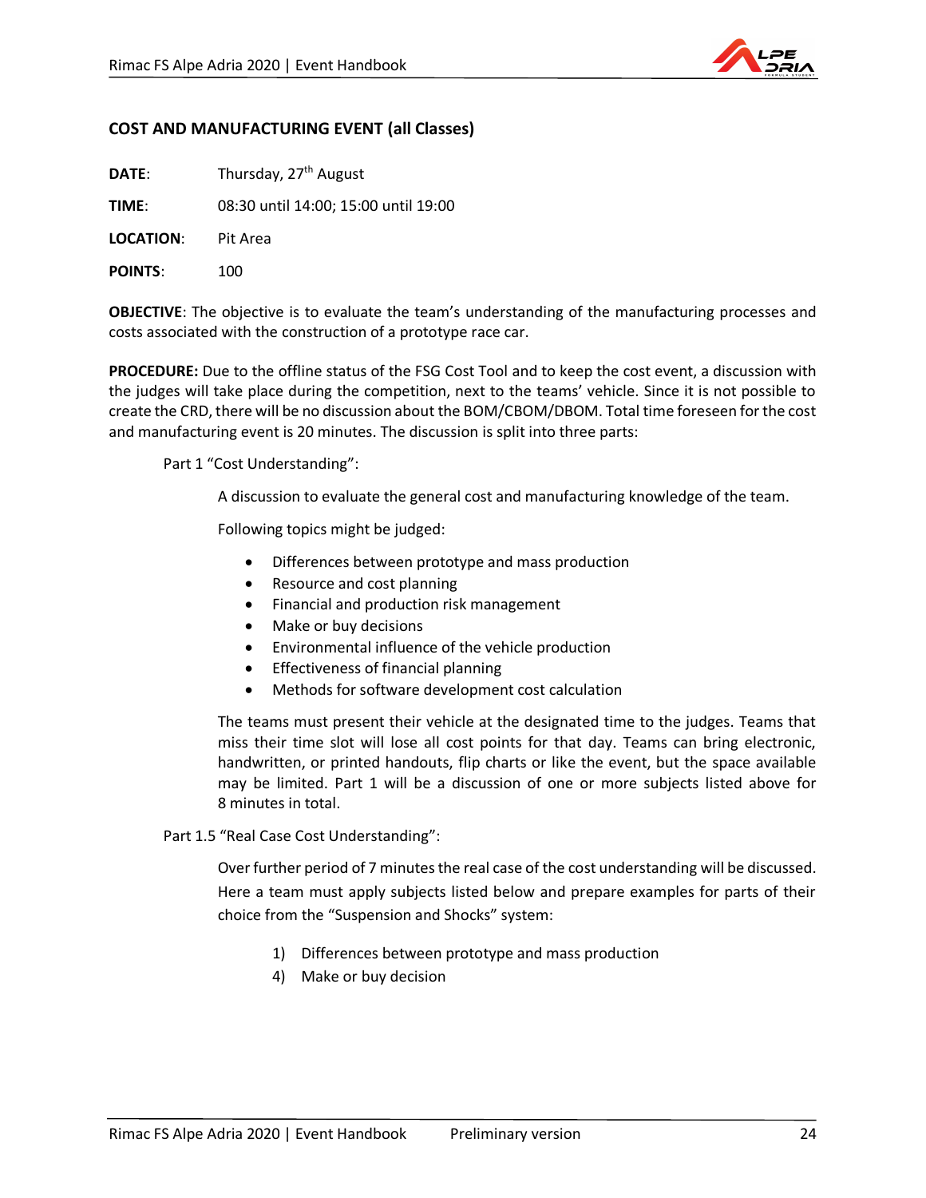## COST AND MANUFACTURING EVENT (all Classes)

**DATE**: Thursday, 27th August

**TIME**: 08:30 until 14:00; 15:00 until 19:00

**LOCATION**: Pit Area

**POINTS**: 100

**OBJECTIVE**: The objective is to evaluate the team's understanding of the manufacturing processes and costs associated with the construction of a prototype race car.

**PROCEDURE:** Due to the offline status of the FSG Cost Tool and to keep the cost event, a discussion with the judges will take place during the competition, next to the teams' vehicle. Since it is not possible to create the CRD, there will be no discussion about the BOM/CBOM/DBOM. Total time foreseen for the cost and manufacturing event is 20 minutes. The discussion is split into three parts:

Part 1 "Cost Understanding":

A discussion to evaluate the general cost and manufacturing knowledge of the team.

Following topics might be judged:

- Differences between prototype and mass production
- Resource and cost planning
- Financial and production risk management
- Make or buy decisions
- Environmental influence of the vehicle production
- Effectiveness of financial planning
- Methods for software development cost calculation

The teams must present their vehicle at the designated time to the judges. Teams that miss their time slot will lose all cost points for that day. Teams can bring electronic, handwritten, or printed handouts, flip charts or like the event, but the space available may be limited. Part 1 will be a discussion of one or more subjects listed above for 8 minutes in total.

Part 1.5 "Real Case Cost Understanding":

Over further period of 7 minutes the real case of the cost understanding will be discussed. Here a team must apply subjects listed below and prepare examples for parts of their choice from the "Suspension and Shocks" system:

1) Differences between prototype and mass production
4) Make or buy decision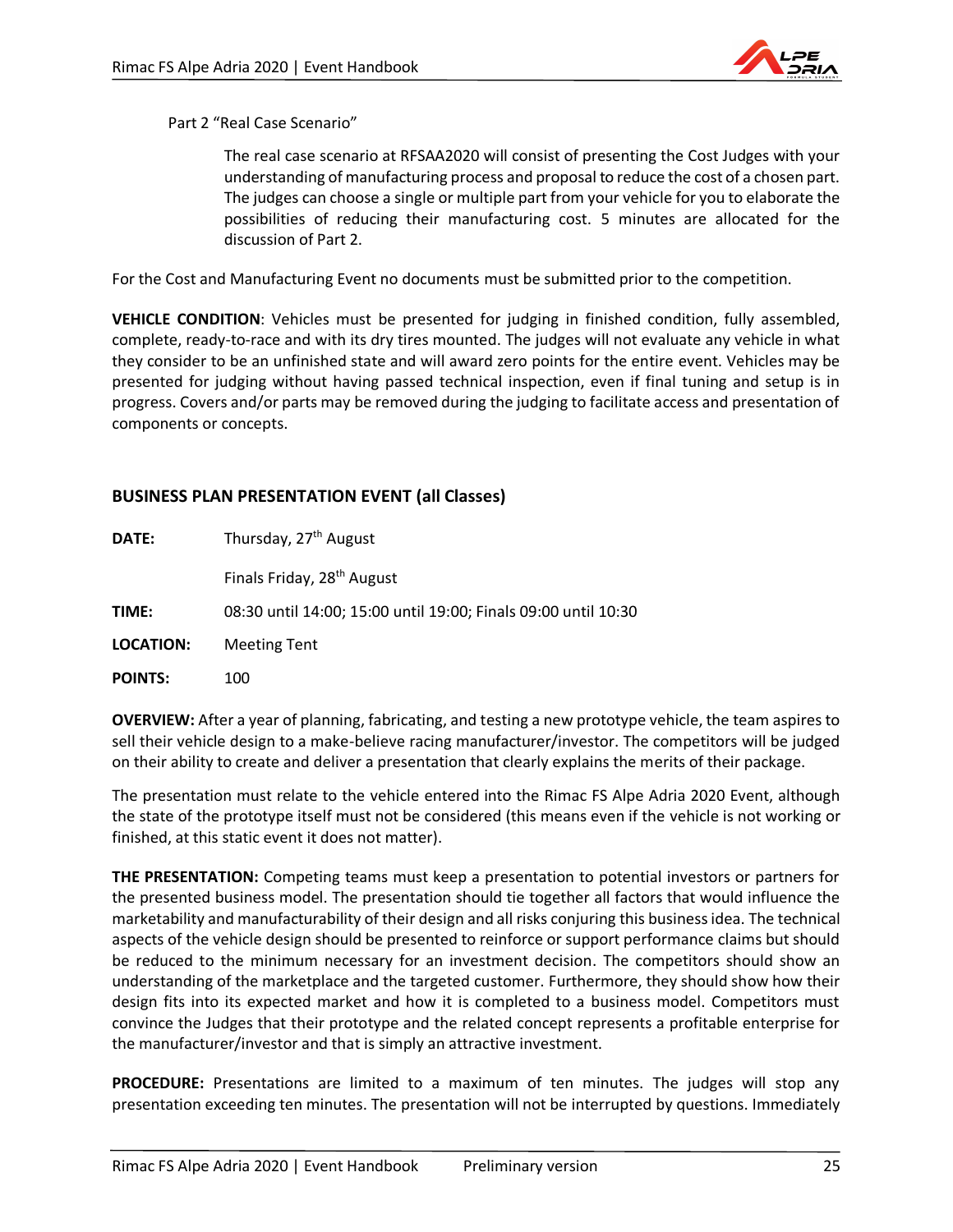Part 2 “Real Case Scenario”

> The real case scenario at RFSAA2020 will consist of presenting the Cost Judges with your understanding of manufacturing process and proposal to reduce the cost of a chosen part. The judges can choose a single or multiple part from your vehicle for you to elaborate the possibilities of reducing their manufacturing cost. 5 minutes are allocated for the discussion of Part 2.

For the Cost and Manufacturing Event no documents must be submitted prior to the competition.

**VEHICLE CONDITION**: Vehicles must be presented for judging in finished condition, fully assembled, complete, ready-to-race and with its dry tires mounted. The judges will not evaluate any vehicle in what they consider to be an unfinished state and will award zero points for the entire event. Vehicles may be presented for judging without having passed technical inspection, even if final tuning and setup is in progress. Covers and/or parts may be removed during the judging to facilitate access and presentation of components or concepts.

## BUSINESS PLAN PRESENTATION EVENT (all Classes)

| | |
|---|---|
| **DATE:** | Thursday, 27th August |
| | Finals Friday, 28th August |
| **TIME:** | 08:30 until 14:00; 15:00 until 19:00; Finals 09:00 until 10:30 |
| **LOCATION:** | Meeting Tent |
| **POINTS:** | 100 |

**OVERVIEW:** After a year of planning, fabricating, and testing a new prototype vehicle, the team aspires to sell their vehicle design to a make-believe racing manufacturer/investor. The competitors will be judged on their ability to create and deliver a presentation that clearly explains the merits of their package.

The presentation must relate to the vehicle entered into the Rimac FS Alpe Adria 2020 Event, although the state of the prototype itself must not be considered (this means even if the vehicle is not working or finished, at this static event it does not matter).

**THE PRESENTATION:** Competing teams must keep a presentation to potential investors or partners for the presented business model. The presentation should tie together all factors that would influence the marketability and manufacturability of their design and all risks conjuring this business idea. The technical aspects of the vehicle design should be presented to reinforce or support performance claims but should be reduced to the minimum necessary for an investment decision. The competitors should show an understanding of the marketplace and the targeted customer. Furthermore, they should show how their design fits into its expected market and how it is completed to a business model. Competitors must convince the Judges that their prototype and the related concept represents a profitable enterprise for the manufacturer/investor and that is simply an attractive investment.

**PROCEDURE:** Presentations are limited to a maximum of ten minutes. The judges will stop any presentation exceeding ten minutes. The presentation will not be interrupted by questions. Immediately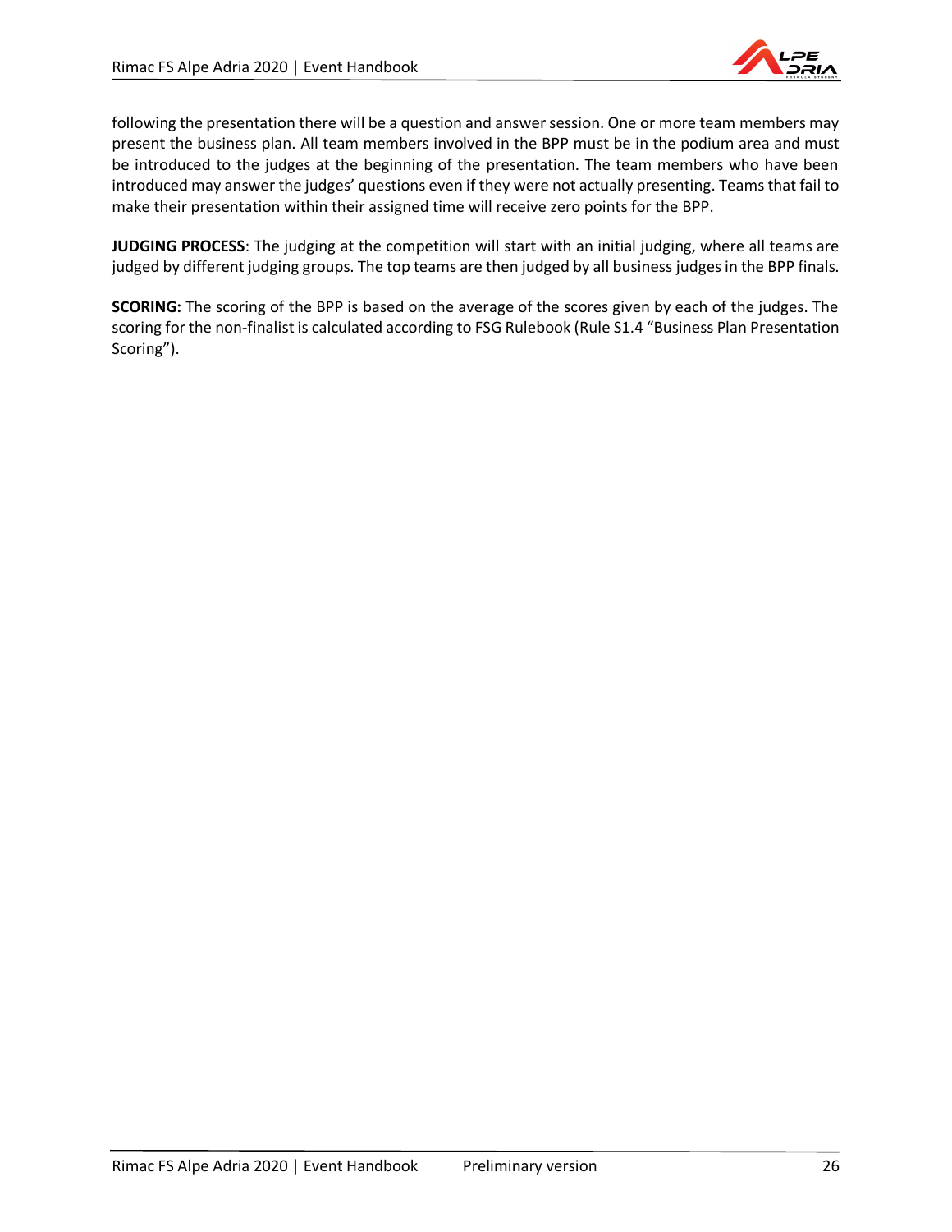following the presentation there will be a question and answer session. One or more team members may present the business plan. All team members involved in the BPP must be in the podium area and must be introduced to the judges at the beginning of the presentation. The team members who have been introduced may answer the judges' questions even if they were not actually presenting. Teams that fail to make their presentation within their assigned time will receive zero points for the BPP.

**JUDGING PROCESS**: The judging at the competition will start with an initial judging, where all teams are judged by different judging groups. The top teams are then judged by all business judges in the BPP finals.

**SCORING:** The scoring of the BPP is based on the average of the scores given by each of the judges. The scoring for the non-finalist is calculated according to FSG Rulebook (Rule S1.4 "Business Plan Presentation Scoring").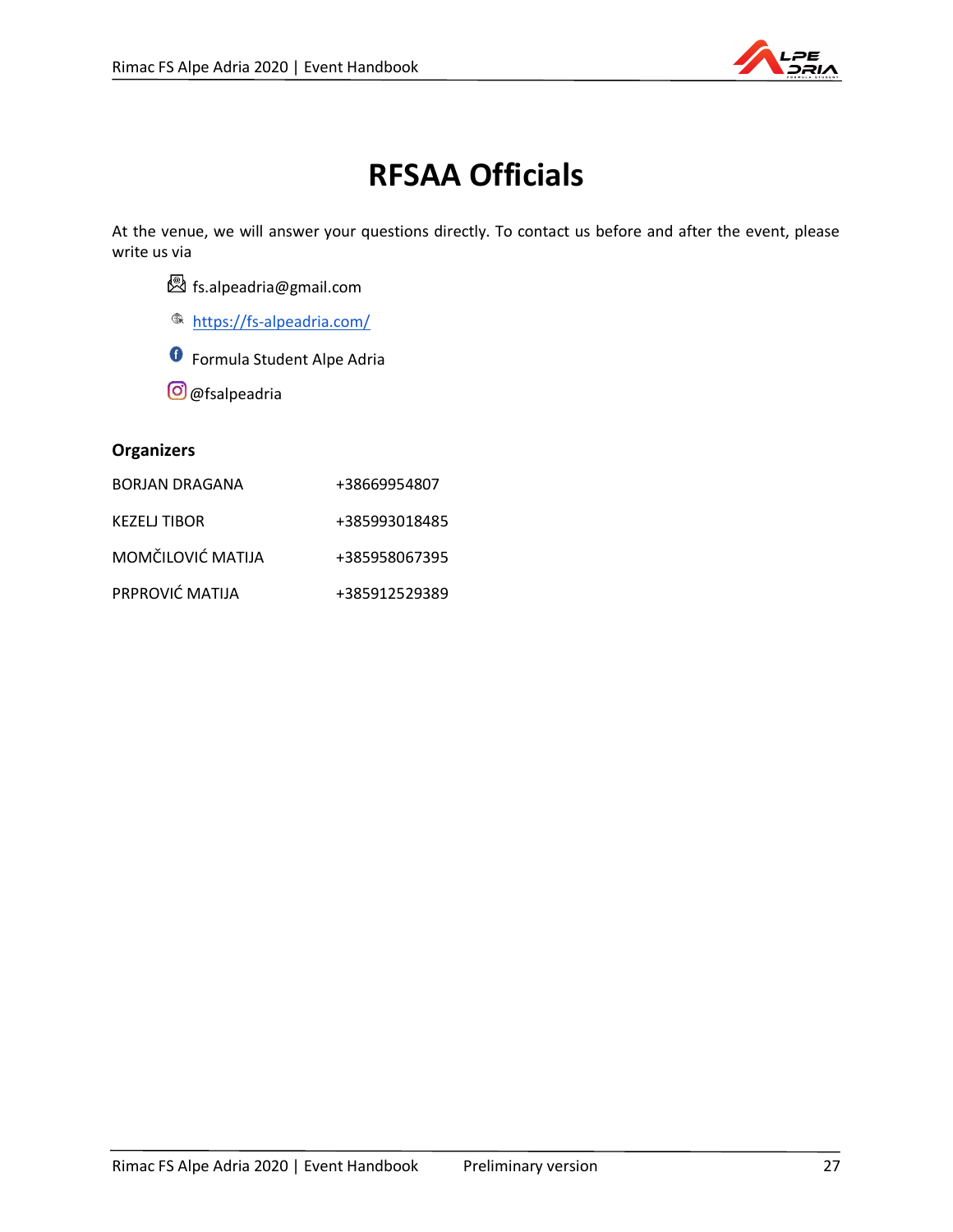# RFSAA Officials

At the venue, we will answer your questions directly. To contact us before and after the event, please write us via

- fs.alpeadria@gmail.com
- https://fs-alpeadria.com/
- Formula Student Alpe Adria
- @fsalpeadria

## Organizers

| | |
|---|---|
| BORJAN DRAGANA | +38669954807 |
| KEZELJ TIBOR | +385993018485 |
| MOMČILOVIĆ MATIJA | +385958067395 |
| PRPROVIĆ MATIJA | +385912529389 |